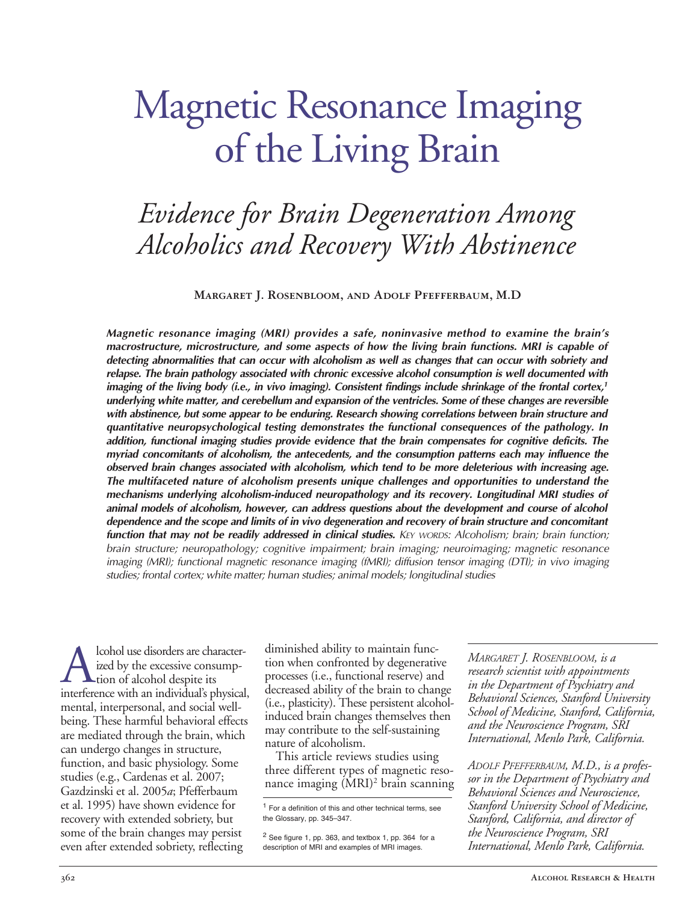# Magnetic Resonance Imaging of the Living Brain

## *Evidence for Brain Degeneration Among Alcoholics and Recovery With Abstinence*

**Margaret J. Rosenbloom, and Adolf Pfefferbaum, M.D**

***Magnetic resonance imaging (MRI) provides a safe, noninvasive method to examine the brain's macrostructure, microstructure, and some aspects of how the living brain functions. MRI is capable of detecting abnormalities that can occur with alcoholism as well as changes that can occur with sobriety and relapse. The brain pathology associated with chronic excessive alcohol consumption is well documented with imaging of the living body (i.e., in vivo imaging). Consistent findings include shrinkage of the frontal cortex,[1] underlying white matter, and cerebellum and expansion of the ventricles. Some of these changes are reversible with abstinence, but some appear to be enduring. Research showing correlations between brain structure and quantitative neuropsychological testing demonstrates the functional consequences of the pathology. In addition, functional imaging studies provide evidence that the brain compensates for cognitive deficits. The myriad concomitants of alcoholism, the antecedents, and the consumption patterns each may influence the observed brain changes associated with alcoholism, which tend to be more deleterious with increasing age. The multifaceted nature of alcoholism presents unique challenges and opportunities to understand the mechanisms underlying alcoholism-induced neuropathology and its recovery. Longitudinal MRI studies of animal models of alcoholism, however, can address questions about the development and course of alcohol dependence and the scope and limits of in vivo degeneration and recovery of brain structure and concomitant function that may not be readily addressed in clinical studies.*** *Key words: Alcoholism; brain; brain function; brain structure; neuropathology; cognitive impairment; brain imaging; neuroimaging; magnetic resonance imaging (MRI); functional magnetic resonance imaging (fMRI); diffusion tensor imaging (DTI); in vivo imaging studies; frontal cortex; white matter; human studies; animal models; longitudinal studies*

Alcohol use disorders are characterized by the excessive consumption of alcohol despite its interference with an individual's physical, mental, interpersonal, and social well-being. These harmful behavioral effects are mediated through the brain, which can undergo changes in structure, function, and basic physiology. Some studies (e.g., Cardenas et al. 2007; Gazdzinski et al. 2005*a*; Pfefferbaum et al. 1995) have shown evidence for recovery with extended sobriety, but some of the brain changes may persist even after extended sobriety, reflecting diminished ability to maintain function when confronted by degenerative processes (i.e., functional reserve) and decreased ability of the brain to change (i.e., plasticity). These persistent alcohol-induced brain changes themselves then may contribute to the self-sustaining nature of alcoholism.

This article reviews studies using three different types of magnetic resonance imaging (MRI)[2] brain scanning

[1] For a definition of this and other technical terms, see the Glossary, pp. 345–347.

[2] See figure 1, pp. 363, and textbox 1, pp. 364 for a description of MRI and examples of MRI images.

*Margaret J. Rosenbloom, is a research scientist with appointments in the Department of Psychiatry and Behavioral Sciences, Stanford University School of Medicine, Stanford, California, and the Neuroscience Program, SRI International, Menlo Park, California.*

*Adolf Pfefferbaum, M.D., is a professor in the Department of Psychiatry and Behavioral Sciences and Neuroscience, Stanford University School of Medicine, Stanford, California, and director of the Neuroscience Program, SRI International, Menlo Park, California.*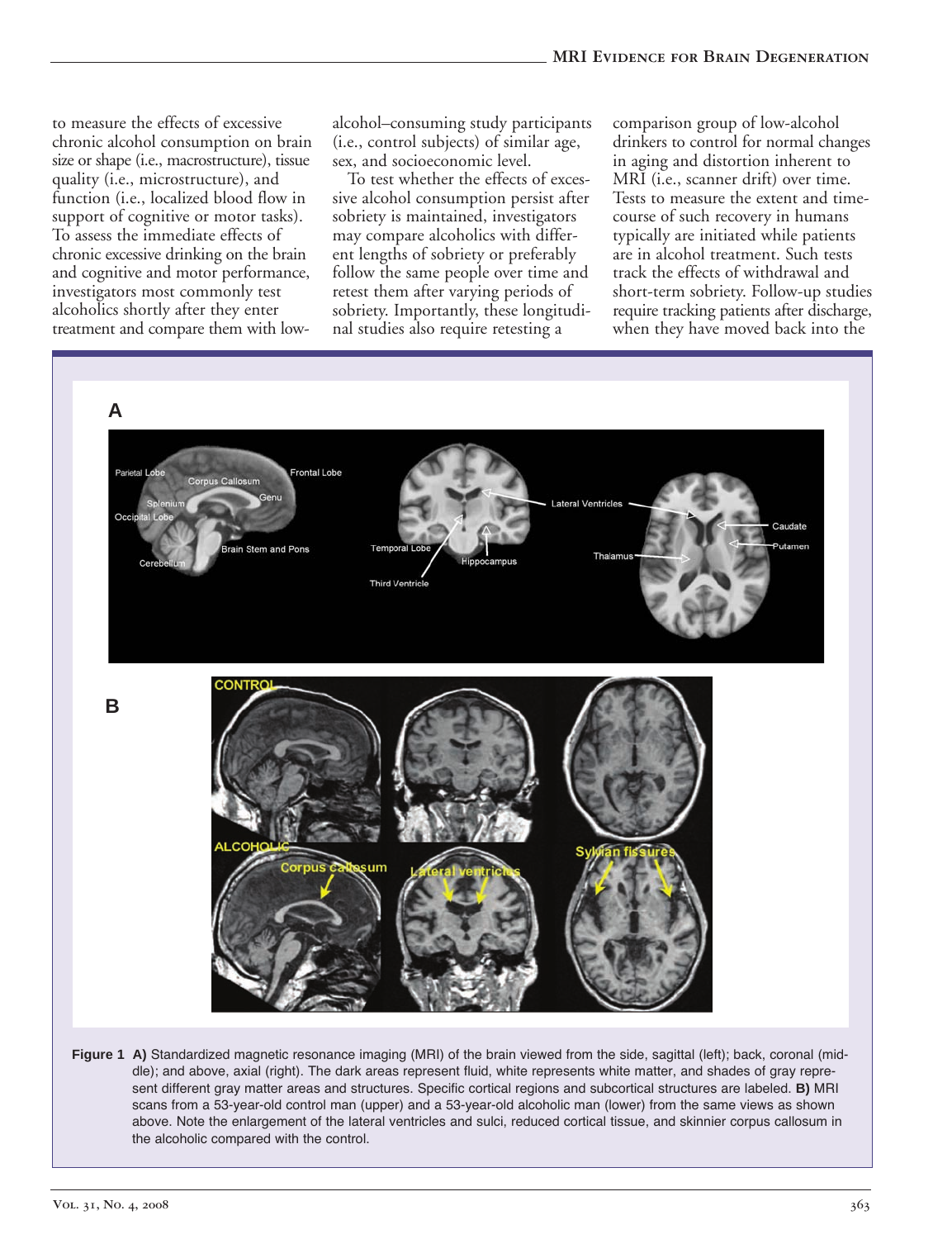to measure the effects of excessive chronic alcohol consumption on brain size or shape (i.e., macrostructure), tissue quality (i.e., microstructure), and function (i.e., localized blood flow in support of cognitive or motor tasks). To assess the immediate effects of chronic excessive drinking on the brain and cognitive and motor performance, investigators most commonly test alcoholics shortly after they enter treatment and compare them with low-alcohol–consuming study participants (i.e., control subjects) of similar age, sex, and socioeconomic level.

To test whether the effects of excessive alcohol consumption persist after sobriety is maintained, investigators may compare alcoholics with different lengths of sobriety or preferably follow the same people over time and retest them after varying periods of sobriety. Importantly, these longitudinal studies also require retesting a comparison group of low-alcohol drinkers to control for normal changes in aging and distortion inherent to MRI (i.e., scanner drift) over time. Tests to measure the extent and time-course of such recovery in humans typically are initiated while patients are in alcohol treatment. Such tests track the effects of withdrawal and short-term sobriety. Follow-up studies require tracking patients after discharge, when they have moved back into the

**Figure 1** **A)** Standardized magnetic resonance imaging (MRI) of the brain viewed from the side, sagittal (left); back, coronal (middle); and above, axial (right). The dark areas represent fluid, white represents white matter, and shades of gray represent different gray matter areas and structures. Specific cortical regions and subcortical structures are labeled. **B)** MRI scans from a 53-year-old control man (upper) and a 53-year-old alcoholic man (lower) from the same views as shown above. Note the enlargement of the lateral ventricles and sulci, reduced cortical tissue, and skinnier corpus callosum in the alcoholic compared with the control.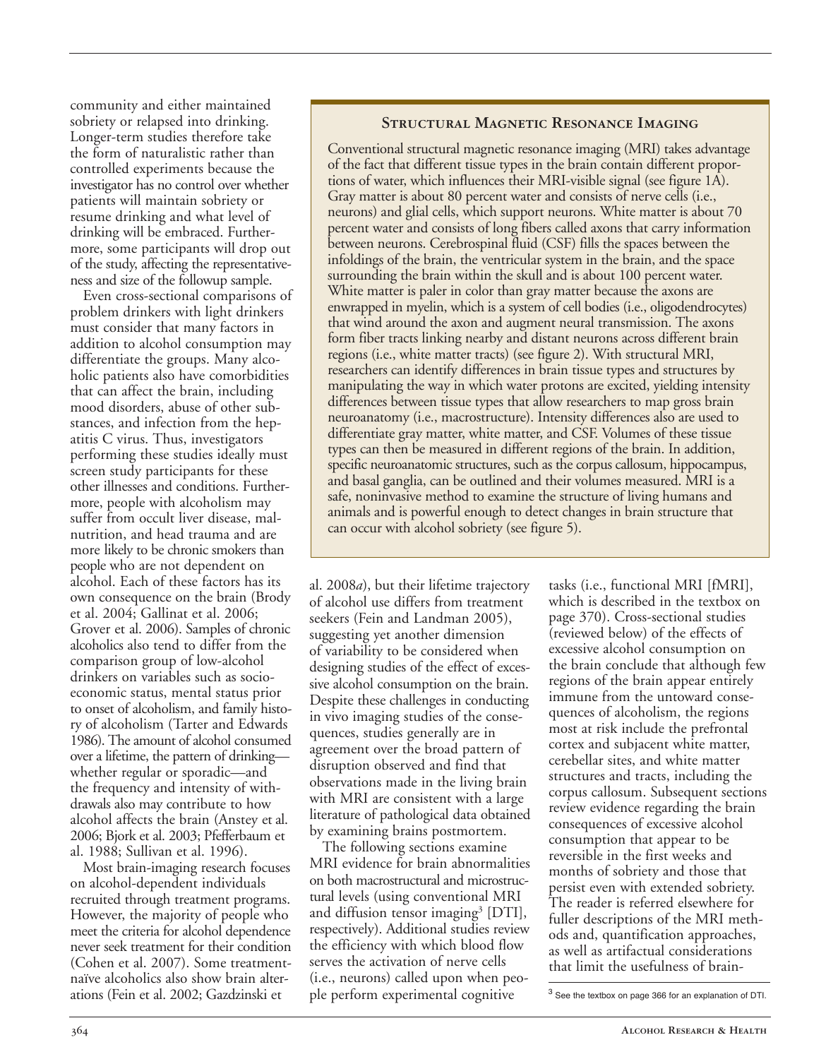community and either maintained sobriety or relapsed into drinking. Longer-term studies therefore take the form of naturalistic rather than controlled experiments because the investigator has no control over whether patients will maintain sobriety or resume drinking and what level of drinking will be embraced. Furthermore, some participants will drop out of the study, affecting the representativeness and size of the followup sample.

Even cross-sectional comparisons of problem drinkers with light drinkers must consider that many factors in addition to alcohol consumption may differentiate the groups. Many alcoholic patients also have comorbidities that can affect the brain, including mood disorders, abuse of other substances, and infection from the hepatitis C virus. Thus, investigators performing these studies ideally must screen study participants for these other illnesses and conditions. Furthermore, people with alcoholism may suffer from occult liver disease, malnutrition, and head trauma and are more likely to be chronic smokers than people who are not dependent on alcohol. Each of these factors has its own consequence on the brain (Brody et al. 2004; Gallinat et al. 2006; Grover et al. 2006). Samples of chronic alcoholics also tend to differ from the comparison group of low-alcohol drinkers on variables such as socioeconomic status, mental status prior to onset of alcoholism, and family history of alcoholism (Tarter and Edwards 1986). The amount of alcohol consumed over a lifetime, the pattern of drinking—whether regular or sporadic—and the frequency and intensity of withdrawals also may contribute to how alcohol affects the brain (Anstey et al. 2006; Bjork et al. 2003; Pfefferbaum et al. 1988; Sullivan et al. 1996).

Most brain-imaging research focuses on alcohol-dependent individuals recruited through treatment programs. However, the majority of people who meet the criteria for alcohol dependence never seek treatment for their condition (Cohen et al. 2007). Some treatment-naïve alcoholics also show brain alterations (Fein et al. 2002; Gazdzinski et al. 2008*a*), but their lifetime trajectory of alcohol use differs from treatment seekers (Fein and Landman 2005), suggesting yet another dimension of variability to be considered when designing studies of the effect of excessive alcohol consumption on the brain. Despite these challenges in conducting in vivo imaging studies of the consequences, studies generally are in agreement over the broad pattern of disruption observed and find that observations made in the living brain with MRI are consistent with a large literature of pathological data obtained by examining brains postmortem.

The following sections examine MRI evidence for brain abnormalities on both macrostructural and microstructural levels (using conventional MRI and diffusion tensor imaging[3] [DTI], respectively). Additional studies review the efficiency with which blood flow serves the activation of nerve cells (i.e., neurons) called upon when people perform experimental cognitive tasks (i.e., functional MRI [fMRI], which is described in the textbox on page 370). Cross-sectional studies (reviewed below) of the effects of excessive alcohol consumption on the brain conclude that although few regions of the brain appear entirely immune from the untoward consequences of alcoholism, the regions most at risk include the prefrontal cortex and subjacent white matter, cerebellar sites, and white matter structures and tracts, including the corpus callosum. Subsequent sections review evidence regarding the brain consequences of excessive alcohol consumption that appear to be reversible in the first weeks and months of sobriety and those that persist even with extended sobriety. The reader is referred elsewhere for fuller descriptions of the MRI methods and, quantification approaches, as well as artifactual considerations that limit the usefulness of brain-

[3] See the textbox on page 366 for an explanation of DTI.

## Structural Magnetic Resonance Imaging

Conventional structural magnetic resonance imaging (MRI) takes advantage of the fact that different tissue types in the brain contain different proportions of water, which influences their MRI-visible signal (see figure 1A). Gray matter is about 80 percent water and consists of nerve cells (i.e., neurons) and glial cells, which support neurons. White matter is about 70 percent water and consists of long fibers called axons that carry information between neurons. Cerebrospinal fluid (CSF) fills the spaces between the infoldings of the brain, the ventricular system in the brain, and the space surrounding the brain within the skull and is about 100 percent water. White matter is paler in color than gray matter because the axons are enwrapped in myelin, which is a system of cell bodies (i.e., oligodendrocytes) that wind around the axon and augment neural transmission. The axons form fiber tracts linking nearby and distant neurons across different brain regions (i.e., white matter tracts) (see figure 2). With structural MRI, researchers can identify differences in brain tissue types and structures by manipulating the way in which water protons are excited, yielding intensity differences between tissue types that allow researchers to map gross brain neuroanatomy (i.e., macrostructure). Intensity differences also are used to differentiate gray matter, white matter, and CSF. Volumes of these tissue types can then be measured in different regions of the brain. In addition, specific neuroanatomic structures, such as the corpus callosum, hippocampus, and basal ganglia, can be outlined and their volumes measured. MRI is a safe, noninvasive method to examine the structure of living humans and animals and is powerful enough to detect changes in brain structure that can occur with alcohol sobriety (see figure 5).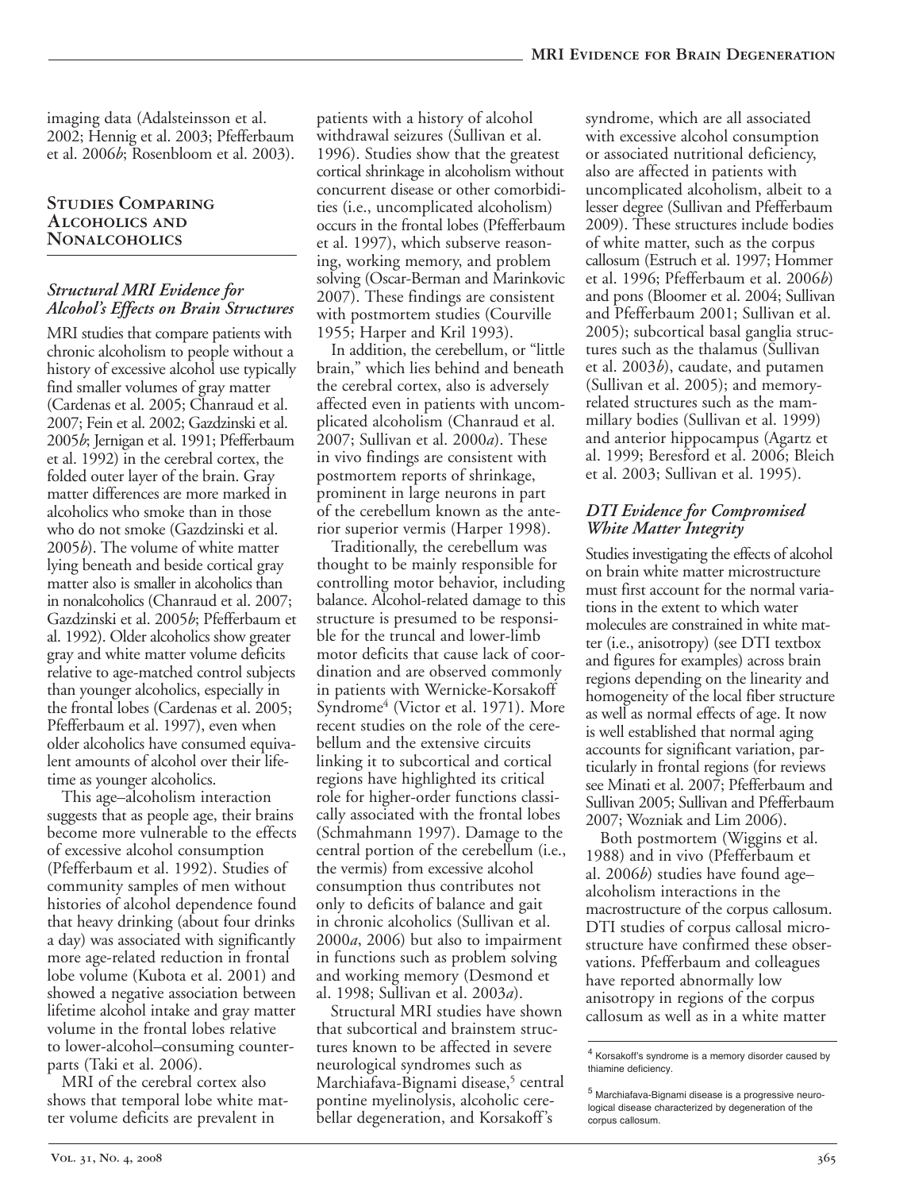imaging data (Adalsteinsson et al. 2002; Hennig et al. 2003; Pfefferbaum et al. 2006*b*; Rosenbloom et al. 2003).

## Studies Comparing Alcoholics and Nonalcoholics

### *Structural MRI Evidence for Alcohol's Effects on Brain Structures*

MRI studies that compare patients with chronic alcoholism to people without a history of excessive alcohol use typically find smaller volumes of gray matter (Cardenas et al. 2005; Chanraud et al. 2007; Fein et al. 2002; Gazdzinski et al. 2005*b*; Jernigan et al. 1991; Pfefferbaum et al. 1992) in the cerebral cortex, the folded outer layer of the brain. Gray matter differences are more marked in alcoholics who smoke than in those who do not smoke (Gazdzinski et al. 2005*b*). The volume of white matter lying beneath and beside cortical gray matter also is smaller in alcoholics than in nonalcoholics (Chanraud et al. 2007; Gazdzinski et al. 2005*b*; Pfefferbaum et al. 1992). Older alcoholics show greater gray and white matter volume deficits relative to age-matched control subjects than younger alcoholics, especially in the frontal lobes (Cardenas et al. 2005; Pfefferbaum et al. 1997), even when older alcoholics have consumed equivalent amounts of alcohol over their lifetime as younger alcoholics.

This age–alcoholism interaction suggests that as people age, their brains become more vulnerable to the effects of excessive alcohol consumption (Pfefferbaum et al. 1992). Studies of community samples of men without histories of alcohol dependence found that heavy drinking (about four drinks a day) was associated with significantly more age-related reduction in frontal lobe volume (Kubota et al. 2001) and showed a negative association between lifetime alcohol intake and gray matter volume in the frontal lobes relative to lower-alcohol–consuming counterparts (Taki et al. 2006).

MRI of the cerebral cortex also shows that temporal lobe white matter volume deficits are prevalent in patients with a history of alcohol withdrawal seizures (Sullivan et al. 1996). Studies show that the greatest cortical shrinkage in alcoholism without concurrent disease or other comorbidities (i.e., uncomplicated alcoholism) occurs in the frontal lobes (Pfefferbaum et al. 1997), which subserve reasoning, working memory, and problem solving (Oscar-Berman and Marinkovic 2007). These findings are consistent with postmortem studies (Courville 1955; Harper and Kril 1993).

In addition, the cerebellum, or "little brain," which lies behind and beneath the cerebral cortex, also is adversely affected even in patients with uncomplicated alcoholism (Chanraud et al. 2007; Sullivan et al. 2000*a*). These in vivo findings are consistent with postmortem reports of shrinkage, prominent in large neurons in part of the cerebellum known as the anterior superior vermis (Harper 1998).

Traditionally, the cerebellum was thought to be mainly responsible for controlling motor behavior, including balance. Alcohol-related damage to this structure is presumed to be responsible for the truncal and lower-limb motor deficits that cause lack of coordination and are observed commonly in patients with Wernicke-Korsakoff Syndrome[4] (Victor et al. 1971). More recent studies on the role of the cerebellum and the extensive circuits linking it to subcortical and cortical regions have highlighted its critical role for higher-order functions classically associated with the frontal lobes (Schmahmann 1997). Damage to the central portion of the cerebellum (i.e., the vermis) from excessive alcohol consumption thus contributes not only to deficits of balance and gait in chronic alcoholics (Sullivan et al. 2000*a*, 2006) but also to impairment in functions such as problem solving and working memory (Desmond et al. 1998; Sullivan et al. 2003*a*).

Structural MRI studies have shown that subcortical and brainstem structures known to be affected in severe neurological syndromes such as Marchiafava-Bignami disease,[5] central pontine myelinolysis, alcoholic cerebellar degeneration, and Korsakoff's syndrome, which are all associated with excessive alcohol consumption or associated nutritional deficiency, also are affected in patients with uncomplicated alcoholism, albeit to a lesser degree (Sullivan and Pfefferbaum 2009). These structures include bodies of white matter, such as the corpus callosum (Estruch et al. 1997; Hommer et al. 1996; Pfefferbaum et al. 2006*b*) and pons (Bloomer et al. 2004; Sullivan and Pfefferbaum 2001; Sullivan et al. 2005); subcortical basal ganglia structures such as the thalamus (Sullivan et al. 2003*b*), caudate, and putamen (Sullivan et al. 2005); and memory-related structures such as the mammillary bodies (Sullivan et al. 1999) and anterior hippocampus (Agartz et al. 1999; Beresford et al. 2006; Bleich et al. 2003; Sullivan et al. 1995).

### *DTI Evidence for Compromised White Matter Integrity*

Studies investigating the effects of alcohol on brain white matter microstructure must first account for the normal variations in the extent to which water molecules are constrained in white matter (i.e., anisotropy) (see DTI textbox and figures for examples) across brain regions depending on the linearity and homogeneity of the local fiber structure as well as normal effects of age. It now is well established that normal aging accounts for significant variation, particularly in frontal regions (for reviews see Minati et al. 2007; Pfefferbaum and Sullivan 2005; Sullivan and Pfefferbaum 2007; Wozniak and Lim 2006).

Both postmortem (Wiggins et al. 1988) and in vivo (Pfefferbaum et al. 2006*b*) studies have found age–alcoholism interactions in the macrostructure of the corpus callosum. DTI studies of corpus callosal microstructure have confirmed these observations. Pfefferbaum and colleagues have reported abnormally low anisotropy in regions of the corpus callosum as well as in a white matter

[4] Korsakoff's syndrome is a memory disorder caused by thiamine deficiency.

[5] Marchiafava-Bignami disease is a progressive neurological disease characterized by degeneration of the corpus callosum.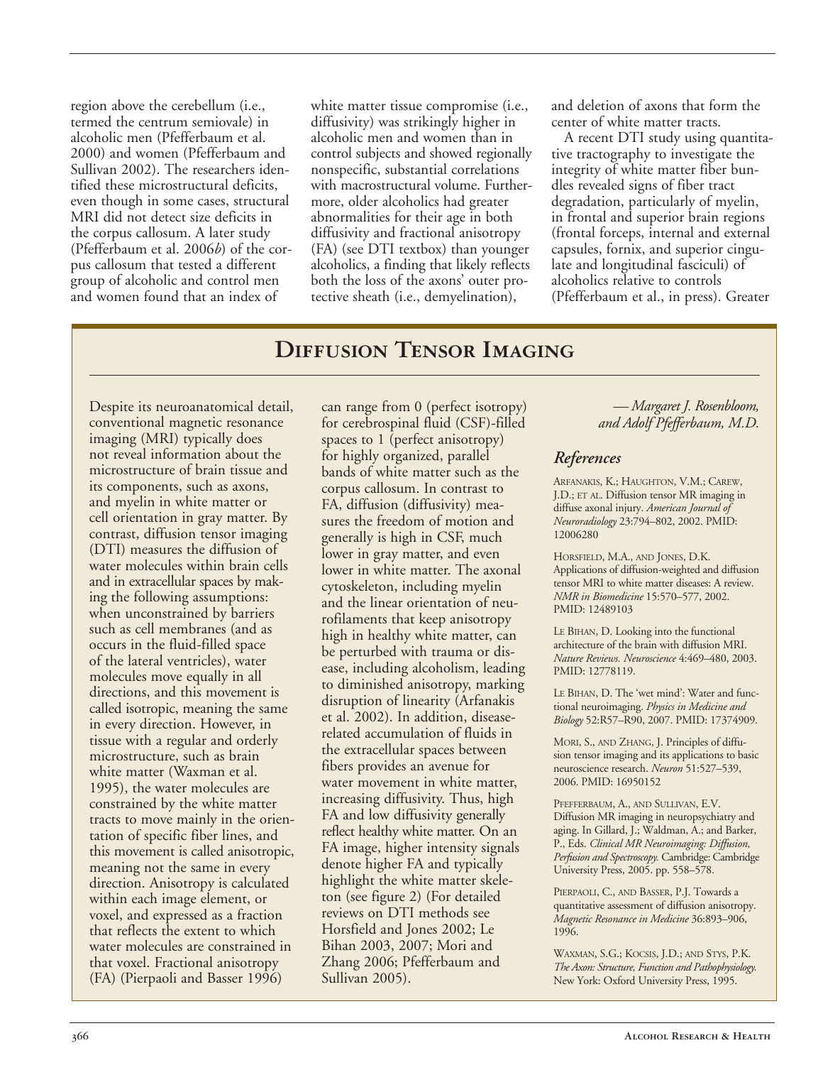region above the cerebellum (i.e., termed the centrum semiovale) in alcoholic men (Pfefferbaum et al. 2000) and women (Pfefferbaum and Sullivan 2002). The researchers identified these microstructural deficits, even though in some cases, structural MRI did not detect size deficits in the corpus callosum. A later study (Pfefferbaum et al. 2006*b*) of the corpus callosum that tested a different group of alcoholic and control men and women found that an index of white matter tissue compromise (i.e., diffusivity) was strikingly higher in alcoholic men and women than in control subjects and showed regionally nonspecific, substantial correlations with macrostructural volume. Furthermore, older alcoholics had greater abnormalities for their age in both diffusivity and fractional anisotropy (FA) (see DTI textbox) than younger alcoholics, a finding that likely reflects both the loss of the axons' outer protective sheath (i.e., demyelination), and deletion of axons that form the center of white matter tracts.

A recent DTI study using quantitative tractography to investigate the integrity of white matter fiber bundles revealed signs of fiber tract degradation, particularly of myelin, in frontal and superior brain regions (frontal forceps, internal and external capsules, fornix, and superior cingulate and longitudinal fasciculi) of alcoholics relative to controls (Pfefferbaum et al., in press). Greater

## Diffusion Tensor Imaging

Despite its neuroanatomical detail, conventional magnetic resonance imaging (MRI) typically does not reveal information about the microstructure of brain tissue and its components, such as axons, and myelin in white matter or cell orientation in gray matter. By contrast, diffusion tensor imaging (DTI) measures the diffusion of water molecules within brain cells and in extracellular spaces by making the following assumptions: when unconstrained by barriers such as cell membranes (and as occurs in the fluid-filled space of the lateral ventricles), water molecules move equally in all directions, and this movement is called isotropic, meaning the same in every direction. However, in tissue with a regular and orderly microstructure, such as brain white matter (Waxman et al. 1995), the water molecules are constrained by the white matter tracts to move mainly in the orientation of specific fiber lines, and this movement is called anisotropic, meaning not the same in every direction. Anisotropy is calculated within each image element, or voxel, and expressed as a fraction that reflects the extent to which water molecules are constrained in that voxel. Fractional anisotropy (FA) (Pierpaoli and Basser 1996) can range from 0 (perfect isotropy) for cerebrospinal fluid (CSF)-filled spaces to 1 (perfect anisotropy) for highly organized, parallel bands of white matter such as the corpus callosum. In contrast to FA, diffusion (diffusivity) measures the freedom of motion and generally is high in CSF, much lower in gray matter, and even lower in white matter. The axonal cytoskeleton, including myelin and the linear orientation of neurofilaments that keep anisotropy high in healthy white matter, can be perturbed with trauma or disease, including alcoholism, leading to diminished anisotropy, marking disruption of linearity (Arfanakis et al. 2002). In addition, disease-related accumulation of fluids in the extracellular spaces between fibers provides an avenue for water movement in white matter, increasing diffusivity. Thus, high FA and low diffusivity generally reflect healthy white matter. On an FA image, higher intensity signals denote higher FA and typically highlight the white matter skeleton (see figure 2) (For detailed reviews on DTI methods see Horsfield and Jones 2002; Le Bihan 2003, 2007; Mori and Zhang 2006; Pfefferbaum and Sullivan 2005).

*— Margaret J. Rosenbloom, and Adolf Pfefferbaum, M.D.*

### *References*

Arfanakis, K.; Haughton, V.M.; Carew, J.D.; et al. Diffusion tensor MR imaging in diffuse axonal injury. *American Journal of Neuroradiology* 23:794–802, 2002. PMID: 12006280

Horsfield, M.A., and Jones, D.K. Applications of diffusion-weighted and diffusion tensor MRI to white matter diseases: A review. *NMR in Biomedicine* 15:570–577, 2002. PMID: 12489103

Le Bihan, D. Looking into the functional architecture of the brain with diffusion MRI. *Nature Reviews. Neuroscience* 4:469–480, 2003. PMID: 12778119.

Le Bihan, D. The 'wet mind': Water and functional neuroimaging. *Physics in Medicine and Biology* 52:R57–R90, 2007. PMID: 17374909.

Mori, S., and Zhang, J. Principles of diffusion tensor imaging and its applications to basic neuroscience research. *Neuron* 51:527–539, 2006. PMID: 16950152

Pfefferbaum, A., and Sullivan, E.V. Diffusion MR imaging in neuropsychiatry and aging. In Gillard, J.; Waldman, A.; and Barker, P., Eds. *Clinical MR Neuroimaging: Diffusion, Perfusion and Spectroscopy.* Cambridge: Cambridge University Press, 2005. pp. 558–578.

Pierpaoli, C., and Basser, P.J. Towards a quantitative assessment of diffusion anisotropy. *Magnetic Resonance in Medicine* 36:893–906, 1996.

Waxman, S.G.; Kocsis, J.D.; and Stys, P.K. *The Axon: Structure, Function and Pathophysiology.* New York: Oxford University Press, 1995.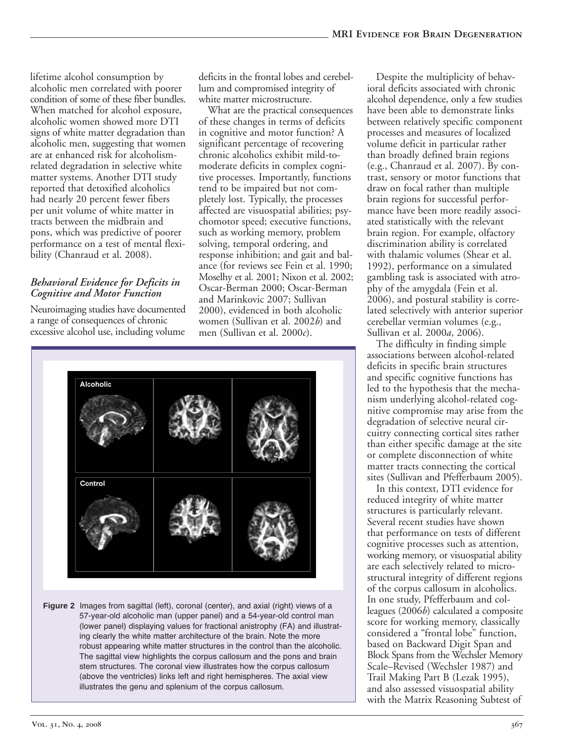lifetime alcohol consumption by alcoholic men correlated with poorer condition of some of these fiber bundles. When matched for alcohol exposure, alcoholic women showed more DTI signs of white matter degradation than alcoholic men, suggesting that women are at enhanced risk for alcoholism-related degradation in selective white matter systems. Another DTI study reported that detoxified alcoholics had nearly 20 percent fewer fibers per unit volume of white matter in tracts between the midbrain and pons, which was predictive of poorer performance on a test of mental flexibility (Chanraud et al. 2008).

### *Behavioral Evidence for Deficits in Cognitive and Motor Function*

Neuroimaging studies have documented a range of consequences of chronic excessive alcohol use, including volume deficits in the frontal lobes and cerebellum and compromised integrity of white matter microstructure.

What are the practical consequences of these changes in terms of deficits in cognitive and motor function? A significant percentage of recovering chronic alcoholics exhibit mild-to-moderate deficits in complex cognitive processes. Importantly, functions tend to be impaired but not completely lost. Typically, the processes affected are visuospatial abilities; psychomotor speed; executive functions, such as working memory, problem solving, temporal ordering, and response inhibition; and gait and balance (for reviews see Fein et al. 1990; Moselhy et al. 2001; Nixon et al. 2002; Oscar-Berman 2000; Oscar-Berman and Marinkovic 2007; Sullivan 2000), evidenced in both alcoholic women (Sullivan et al. 2002*b*) and men (Sullivan et al. 2000*c*).

**Figure 2** Images from sagittal (left), coronal (center), and axial (right) views of a 57-year-old alcoholic man (upper panel) and a 54-year-old control man (lower panel) displaying values for fractional anistrophy (FA) and illustrating clearly the white matter architecture of the brain. Note the more robust appearing white matter structures in the control than the alcoholic. The sagittal view highlights the corpus callosum and the pons and brain stem structures. The coronal view illustrates how the corpus callosum (above the ventricles) links left and right hemispheres. The axial view illustrates the genu and splenium of the corpus callosum.

Despite the multiplicity of behavioral deficits associated with chronic alcohol dependence, only a few studies have been able to demonstrate links between relatively specific component processes and measures of localized volume deficit in particular rather than broadly defined brain regions (e.g., Chanraud et al. 2007). By contrast, sensory or motor functions that draw on focal rather than multiple brain regions for successful performance have been more readily associated statistically with the relevant brain region. For example, olfactory discrimination ability is correlated with thalamic volumes (Shear et al. 1992), performance on a simulated gambling task is associated with atrophy of the amygdala (Fein et al. 2006), and postural stability is correlated selectively with anterior superior cerebellar vermian volumes (e.g., Sullivan et al. 2000*a*, 2006).

The difficulty in finding simple associations between alcohol-related deficits in specific brain structures and specific cognitive functions has led to the hypothesis that the mechanism underlying alcohol-related cognitive compromise may arise from the degradation of selective neural circuitry connecting cortical sites rather than either specific damage at the site or complete disconnection of white matter tracts connecting the cortical sites (Sullivan and Pfefferbaum 2005).

In this context, DTI evidence for reduced integrity of white matter structures is particularly relevant. Several recent studies have shown that performance on tests of different cognitive processes such as attention, working memory, or visuospatial ability are each selectively related to microstructural integrity of different regions of the corpus callosum in alcoholics. In one study, Pfefferbaum and colleagues (2006*b*) calculated a composite score for working memory, classically considered a "frontal lobe" function, based on Backward Digit Span and Block Spans from the Wechsler Memory Scale–Revised (Wechsler 1987) and Trail Making Part B (Lezak 1995), and also assessed visuospatial ability with the Matrix Reasoning Subtest of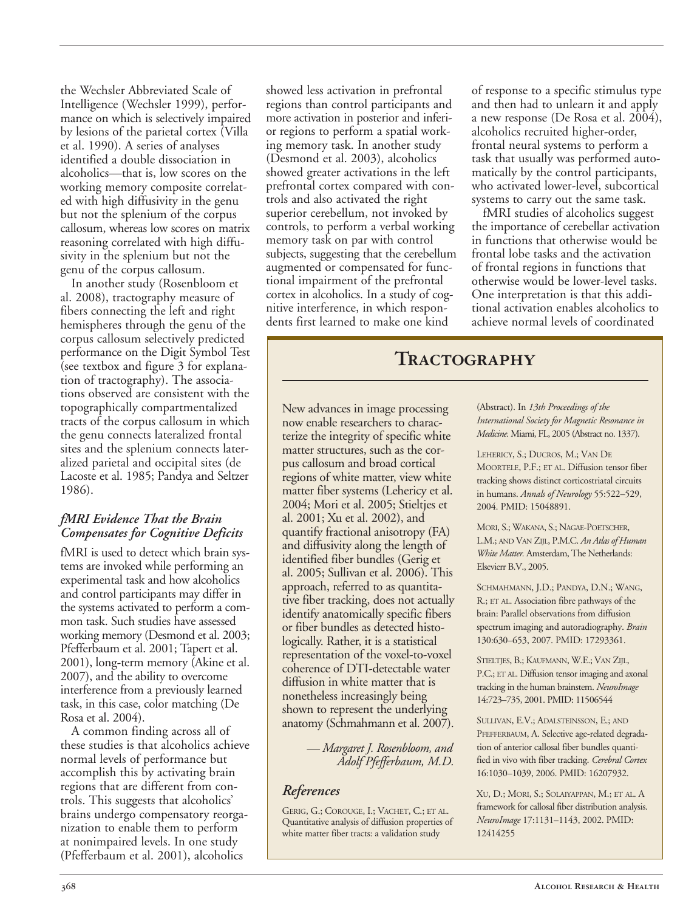the Wechsler Abbreviated Scale of Intelligence (Wechsler 1999), performance on which is selectively impaired by lesions of the parietal cortex (Villa et al. 1990). A series of analyses identified a double dissociation in alcoholics—that is, low scores on the working memory composite correlated with high diffusivity in the genu but not the splenium of the corpus callosum, whereas low scores on matrix reasoning correlated with high diffusivity in the splenium but not the genu of the corpus callosum.

In another study (Rosenbloom et al. 2008), tractography measure of fibers connecting the left and right hemispheres through the genu of the corpus callosum selectively predicted performance on the Digit Symbol Test (see textbox and figure 3 for explanation of tractography). The associations observed are consistent with the topographically compartmentalized tracts of the corpus callosum in which the genu connects lateralized frontal sites and the splenium connects lateralized parietal and occipital sites (de Lacoste et al. 1985; Pandya and Seltzer 1986).

### *fMRI Evidence That the Brain Compensates for Cognitive Deficits*

fMRI is used to detect which brain systems are invoked while performing an experimental task and how alcoholics and control participants may differ in the systems activated to perform a common task. Such studies have assessed working memory (Desmond et al. 2003; Pfefferbaum et al. 2001; Tapert et al. 2001), long-term memory (Akine et al. 2007), and the ability to overcome interference from a previously learned task, in this case, color matching (De Rosa et al. 2004).

A common finding across all of these studies is that alcoholics achieve normal levels of performance but accomplish this by activating brain regions that are different from controls. This suggests that alcoholics' brains undergo compensatory reorganization to enable them to perform at nonimpaired levels. In one study (Pfefferbaum et al. 2001), alcoholics showed less activation in prefrontal regions than control participants and more activation in posterior and inferior regions to perform a spatial working memory task. In another study (Desmond et al. 2003), alcoholics showed greater activations in the left prefrontal cortex compared with controls and also activated the right superior cerebellum, not invoked by controls, to perform a verbal working memory task on par with control subjects, suggesting that the cerebellum augmented or compensated for functional impairment of the prefrontal cortex in alcoholics. In a study of cognitive interference, in which respondents first learned to make one kind of response to a specific stimulus type and then had to unlearn it and apply a new response (De Rosa et al. 2004), alcoholics recruited higher-order, frontal neural systems to perform a task that usually was performed automatically by the control participants, who activated lower-level, subcortical systems to carry out the same task.

fMRI studies of alcoholics suggest the importance of cerebellar activation in functions that otherwise would be frontal lobe tasks and the activation of frontal regions in functions that otherwise would be lower-level tasks. One interpretation is that this additional activation enables alcoholics to achieve normal levels of coordinated

## Tractography

New advances in image processing now enable researchers to characterize the integrity of specific white matter structures, such as the corpus callosum and broad cortical regions of white matter, view white matter fiber systems (Lehericy et al. 2004; Mori et al. 2005; Stieltjes et al. 2001; Xu et al. 2002), and quantify fractional anisotropy (FA) and diffusivity along the length of identified fiber bundles (Gerig et al. 2005; Sullivan et al. 2006). This approach, referred to as quantitative fiber tracking, does not actually identify anatomically specific fibers or fiber bundles as detected histologically. Rather, it is a statistical representation of the voxel-to-voxel coherence of DTI-detectable water diffusion in white matter that is nonetheless increasingly being shown to represent the underlying anatomy (Schmahmann et al. 2007).

*— Margaret J. Rosenbloom, and Adolf Pfefferbaum, M.D.*

### *References*

Gerig, G.; Corouge, I.; Vachet, C.; et al. Quantitative analysis of diffusion properties of white matter fiber tracts: a validation study (Abstract). In *13th Proceedings of the International Society for Magnetic Resonance in Medicine.* Miami, FL, 2005 (Abstract no. 1337).

Lehericy, S.; Ducros, M.; Van De Moortele, P.F.; et al. Diffusion tensor fiber tracking shows distinct corticostriatal circuits in humans. *Annals of Neurology* 55:522–529, 2004. PMID: 15048891.

Mori, S.; Wakana, S.; Nagae-Poetscher, L.M.; and Van Zijl, P.M.C. *An Atlas of Human White Matter.* Amsterdam, The Netherlands: Elsevierr B.V., 2005.

Schmahmann, J.D.; Pandya, D.N.; Wang, R.; et al. Association fibre pathways of the brain: Parallel observations from diffusion spectrum imaging and autoradiography. *Brain* 130:630–653, 2007. PMID: 17293361.

Stieltjes, B.; Kaufmann, W.E.; Van Zijl, P.C.; et al. Diffusion tensor imaging and axonal tracking in the human brainstem. *NeuroImage* 14:723–735, 2001. PMID: 11506544

Sullivan, E.V.; Adalsteinsson, E.; and Pfefferbaum, A. Selective age-related degradation of anterior callosal fiber bundles quantified in vivo with fiber tracking. *Cerebral Cortex* 16:1030–1039, 2006. PMID: 16207932.

Xu, D.; Mori, S.; Solaiyappan, M.; et al. A framework for callosal fiber distribution analysis. *NeuroImage* 17:1131–1143, 2002. PMID: 12414255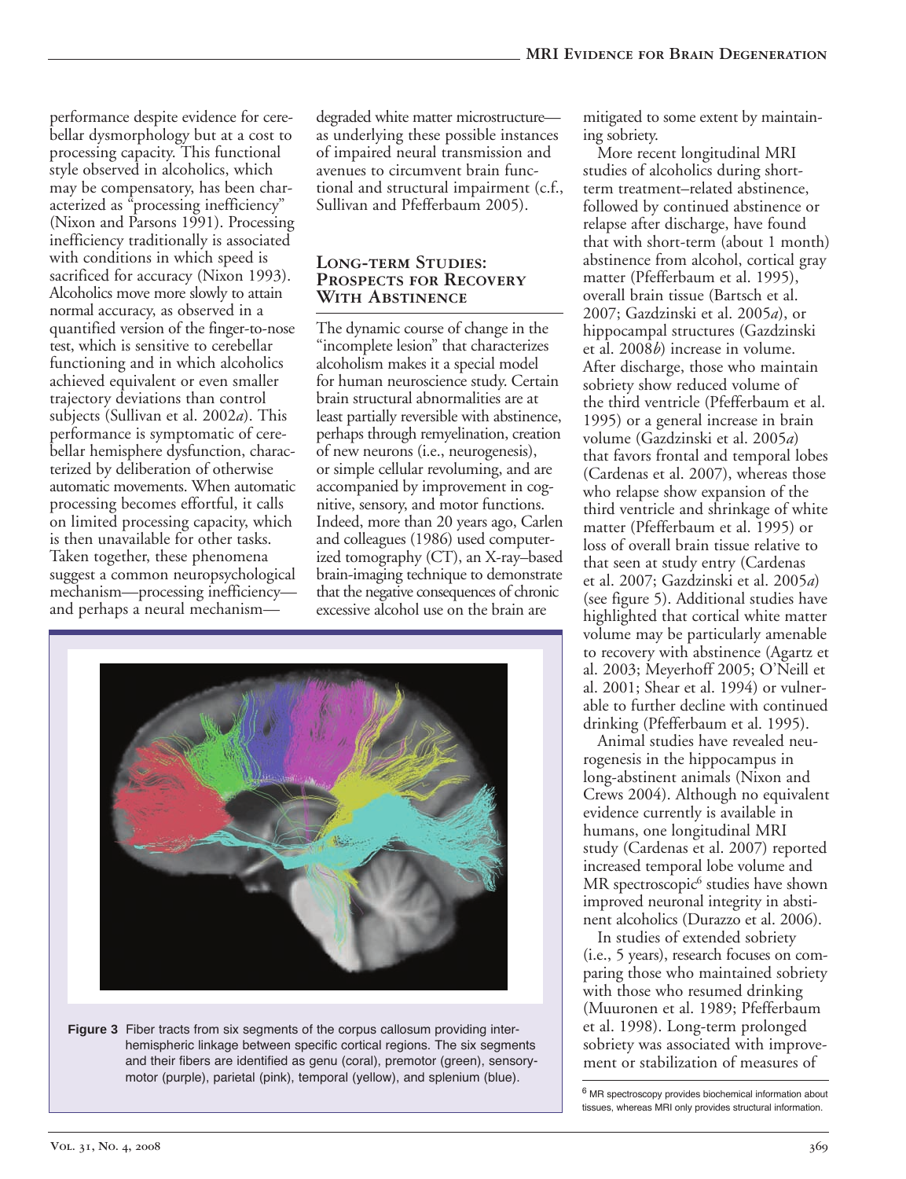performance despite evidence for cerebellar dysmorphology but at a cost to processing capacity. This functional style observed in alcoholics, which may be compensatory, has been characterized as "processing inefficiency" (Nixon and Parsons 1991). Processing inefficiency traditionally is associated with conditions in which speed is sacrificed for accuracy (Nixon 1993). Alcoholics move more slowly to attain normal accuracy, as observed in a quantified version of the finger-to-nose test, which is sensitive to cerebellar functioning and in which alcoholics achieved equivalent or even smaller trajectory deviations than control subjects (Sullivan et al. 2002*a*). This performance is symptomatic of cerebellar hemisphere dysfunction, characterized by deliberation of otherwise automatic movements. When automatic processing becomes effortful, it calls on limited processing capacity, which is then unavailable for other tasks. Taken together, these phenomena suggest a common neuropsychological mechanism—processing inefficiency—and perhaps a neural mechanism—degraded white matter microstructure—as underlying these possible instances of impaired neural transmission and avenues to circumvent brain functional and structural impairment (c.f., Sullivan and Pfefferbaum 2005).

## Long-term Studies: Prospects for Recovery With Abstinence

The dynamic course of change in the "incomplete lesion" that characterizes alcoholism makes it a special model for human neuroscience study. Certain brain structural abnormalities are at least partially reversible with abstinence, perhaps through remyelination, creation of new neurons (i.e., neurogenesis), or simple cellular revoluming, and are accompanied by improvement in cognitive, sensory, and motor functions. Indeed, more than 20 years ago, Carlen and colleagues (1986) used computerized tomography (CT), an X-ray–based brain-imaging technique to demonstrate that the negative consequences of chronic excessive alcohol use on the brain are mitigated to some extent by maintaining sobriety.

More recent longitudinal MRI studies of alcoholics during short-term treatment–related abstinence, followed by continued abstinence or relapse after discharge, have found that with short-term (about 1 month) abstinence from alcohol, cortical gray matter (Pfefferbaum et al. 1995), overall brain tissue (Bartsch et al. 2007; Gazdzinski et al. 2005*a*), or hippocampal structures (Gazdzinski et al. 2008*b*) increase in volume. After discharge, those who maintain sobriety show reduced volume of the third ventricle (Pfefferbaum et al. 1995) or a general increase in brain volume (Gazdzinski et al. 2005*a*) that favors frontal and temporal lobes (Cardenas et al. 2007), whereas those who relapse show expansion of the third ventricle and shrinkage of white matter (Pfefferbaum et al. 1995) or loss of overall brain tissue relative to that seen at study entry (Cardenas et al. 2007; Gazdzinski et al. 2005*a*) (see figure 5). Additional studies have highlighted that cortical white matter volume may be particularly amenable to recovery with abstinence (Agartz et al. 2003; Meyerhoff 2005; O'Neill et al. 2001; Shear et al. 1994) or vulnerable to further decline with continued drinking (Pfefferbaum et al. 1995).

Animal studies have revealed neurogenesis in the hippocampus in long-abstinent animals (Nixon and Crews 2004). Although no equivalent evidence currently is available in humans, one longitudinal MRI study (Cardenas et al. 2007) reported increased temporal lobe volume and MR spectroscopic[6] studies have shown improved neuronal integrity in abstinent alcoholics (Durazzo et al. 2006).

In studies of extended sobriety (i.e., 5 years), research focuses on comparing those who maintained sobriety with those who resumed drinking (Muuronen et al. 1989; Pfefferbaum et al. 1998). Long-term prolonged sobriety was associated with improvement or stabilization of measures of

**Figure 3** Fiber tracts from six segments of the corpus callosum providing interhemispheric linkage between specific cortical regions. The six segments and their fibers are identified as genu (coral), premotor (green), sensory-motor (purple), parietal (pink), temporal (yellow), and splenium (blue).

[6] MR spectroscopy provides biochemical information about tissues, whereas MRI only provides structural information.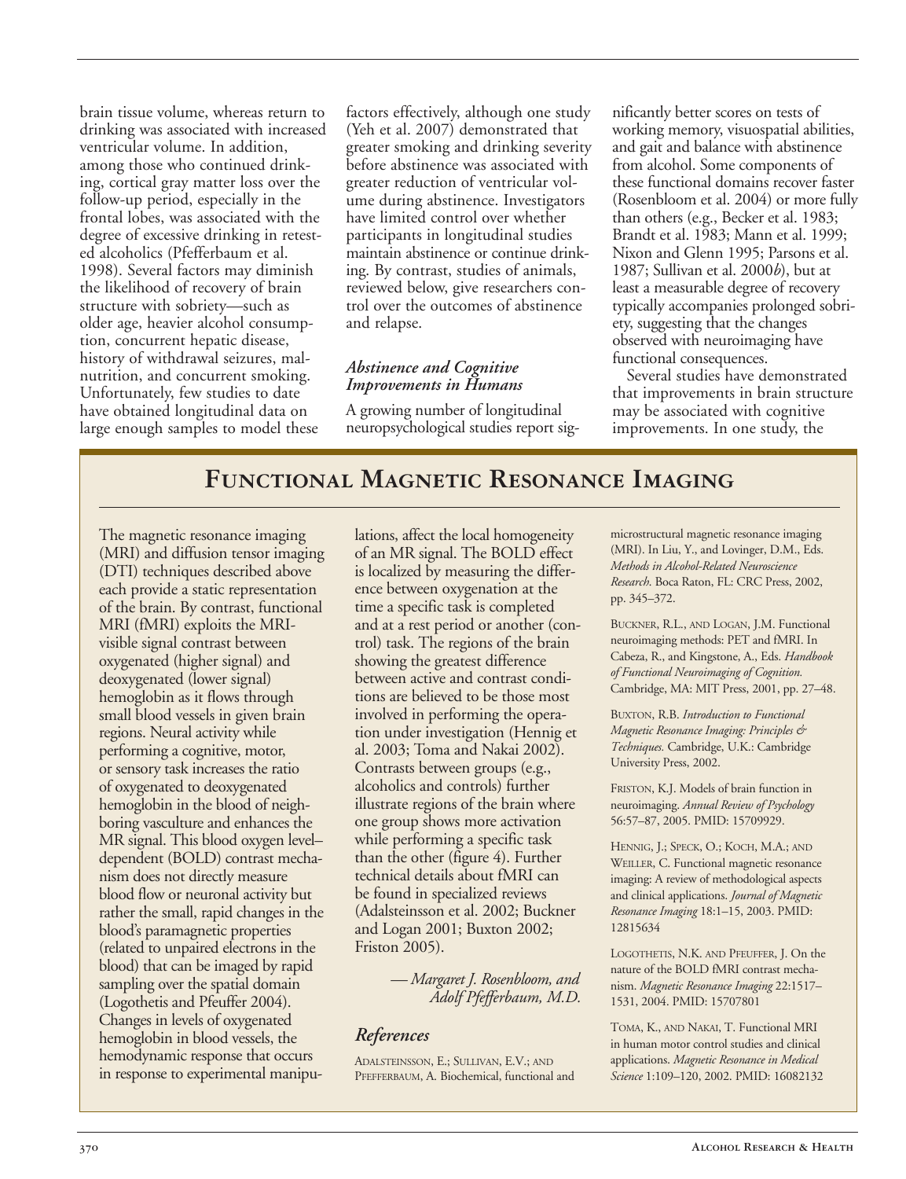brain tissue volume, whereas return to drinking was associated with increased ventricular volume. In addition, among those who continued drinking, cortical gray matter loss over the follow-up period, especially in the frontal lobes, was associated with the degree of excessive drinking in retested alcoholics (Pfefferbaum et al. 1998). Several factors may diminish the likelihood of recovery of brain structure with sobriety—such as older age, heavier alcohol consumption, concurrent hepatic disease, history of withdrawal seizures, malnutrition, and concurrent smoking. Unfortunately, few studies to date have obtained longitudinal data on large enough samples to model these factors effectively, although one study (Yeh et al. 2007) demonstrated that greater smoking and drinking severity before abstinence was associated with greater reduction of ventricular volume during abstinence. Investigators have limited control over whether participants in longitudinal studies maintain abstinence or continue drinking. By contrast, studies of animals, reviewed below, give researchers control over the outcomes of abstinence and relapse.

### *Abstinence and Cognitive Improvements in Humans*

A growing number of longitudinal neuropsychological studies report significantly better scores on tests of working memory, visuospatial abilities, and gait and balance with abstinence from alcohol. Some components of these functional domains recover faster (Rosenbloom et al. 2004) or more fully than others (e.g., Becker et al. 1983; Brandt et al. 1983; Mann et al. 1999; Nixon and Glenn 1995; Parsons et al. 1987; Sullivan et al. 2000*b*), but at least a measurable degree of recovery typically accompanies prolonged sobriety, suggesting that the changes observed with neuroimaging have functional consequences.

Several studies have demonstrated that improvements in brain structure may be associated with cognitive improvements. In one study, the

## Functional Magnetic Resonance Imaging

The magnetic resonance imaging (MRI) and diffusion tensor imaging (DTI) techniques described above each provide a static representation of the brain. By contrast, functional MRI (fMRI) exploits the MRI-visible signal contrast between oxygenated (higher signal) and deoxygenated (lower signal) hemoglobin as it flows through small blood vessels in given brain regions. Neural activity while performing a cognitive, motor, or sensory task increases the ratio of oxygenated to deoxygenated hemoglobin in the blood of neighboring vasculture and enhances the MR signal. This blood oxygen level–dependent (BOLD) contrast mechanism does not directly measure blood flow or neuronal activity but rather the small, rapid changes in the blood's paramagnetic properties (related to unpaired electrons in the blood) that can be imaged by rapid sampling over the spatial domain (Logothetis and Pfeuffer 2004). Changes in levels of oxygenated hemoglobin in blood vessels, the hemodynamic response that occurs in response to experimental manipulations, affect the local homogeneity of an MR signal. The BOLD effect is localized by measuring the difference between oxygenation at the time a specific task is completed and at a rest period or another (control) task. The regions of the brain showing the greatest difference between active and contrast conditions are believed to be those most involved in performing the operation under investigation (Hennig et al. 2003; Toma and Nakai 2002). Contrasts between groups (e.g., alcoholics and controls) further illustrate regions of the brain where one group shows more activation while performing a specific task than the other (figure 4). Further technical details about fMRI can be found in specialized reviews (Adalsteinsson et al. 2002; Buckner and Logan 2001; Buxton 2002; Friston 2005).

*—Margaret J. Rosenbloom, and Adolf Pfefferbaum, M.D.*

### *References*

Adalsteinsson, E.; Sullivan, E.V.; and Pfefferbaum, A. Biochemical, functional and microstructural magnetic resonance imaging (MRI). In Liu, Y., and Lovinger, D.M., Eds. *Methods in Alcohol-Related Neuroscience Research.* Boca Raton, FL: CRC Press, 2002, pp. 345–372.

Buckner, R.L., and Logan, J.M. Functional neuroimaging methods: PET and fMRI. In Cabeza, R., and Kingstone, A., Eds. *Handbook of Functional Neuroimaging of Cognition.* Cambridge, MA: MIT Press, 2001, pp. 27–48.

Buxton, R.B. *Introduction to Functional Magnetic Resonance Imaging: Principles & Techniques.* Cambridge, U.K.: Cambridge University Press, 2002.

Friston, K.J. Models of brain function in neuroimaging. *Annual Review of Psychology* 56:57–87, 2005. PMID: 15709929.

Hennig, J.; Speck, O.; Koch, M.A.; and Weiller, C. Functional magnetic resonance imaging: A review of methodological aspects and clinical applications. *Journal of Magnetic Resonance Imaging* 18:1–15, 2003. PMID: 12815634

Logothetis, N.K. and Pfeuffer, J. On the nature of the BOLD fMRI contrast mechanism. *Magnetic Resonance Imaging* 22:1517–1531, 2004. PMID: 15707801

Toma, K., and Nakai, T. Functional MRI in human motor control studies and clinical applications. *Magnetic Resonance in Medical Science* 1:109–120, 2002. PMID: 16082132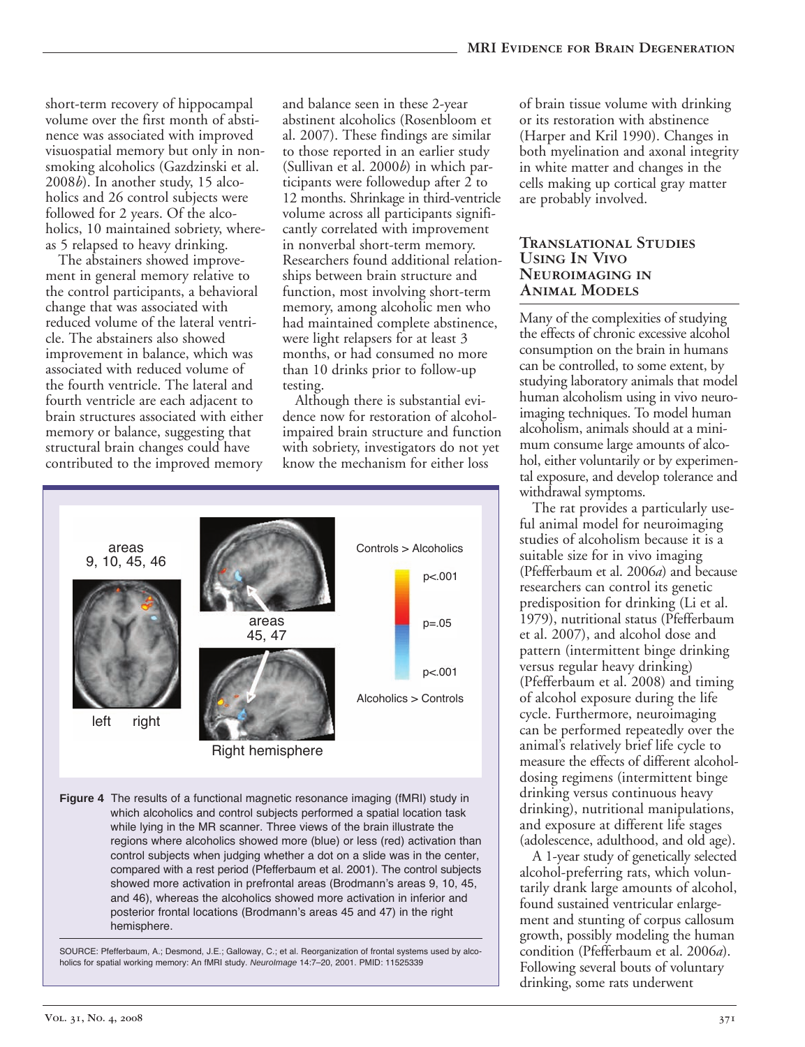short-term recovery of hippocampal volume over the first month of abstinence was associated with improved visuospatial memory but only in nonsmoking alcoholics (Gazdzinski et al. 2008*b*). In another study, 15 alcoholics and 26 control subjects were followed for 2 years. Of the alcoholics, 10 maintained sobriety, whereas 5 relapsed to heavy drinking.

The abstainers showed improvement in general memory relative to the control participants, a behavioral change that was associated with reduced volume of the lateral ventricle. The abstainers also showed improvement in balance, which was associated with reduced volume of the fourth ventricle. The lateral and fourth ventricle are each adjacent to brain structures associated with either memory or balance, suggesting that structural brain changes could have contributed to the improved memory and balance seen in these 2-year abstinent alcoholics (Rosenbloom et al. 2007). These findings are similar to those reported in an earlier study (Sullivan et al. 2000*b*) in which participants were followedup after 2 to 12 months. Shrinkage in third-ventricle volume across all participants significantly correlated with improvement in nonverbal short-term memory. Researchers found additional relationships between brain structure and function, most involving short-term memory, among alcoholic men who had maintained complete abstinence, were light relapsers for at least 3 months, or had consumed no more than 10 drinks prior to follow-up testing.

Although there is substantial evidence now for restoration of alcohol-impaired brain structure and function with sobriety, investigators do not yet know the mechanism for either loss of brain tissue volume with drinking or its restoration with abstinence (Harper and Kril 1990). Changes in both myelination and axonal integrity in white matter and changes in the cells making up cortical gray matter are probably involved.

**Figure 4** The results of a functional magnetic resonance imaging (fMRI) study in which alcoholics and control subjects performed a spatial location task while lying in the MR scanner. Three views of the brain illustrate the regions where alcoholics showed more (blue) or less (red) activation than control subjects when judging whether a dot on a slide was in the center, compared with a rest period (Pfefferbaum et al. 2001). The control subjects showed more activation in prefrontal areas (Brodmann's areas 9, 10, 45, and 46), whereas the alcoholics showed more activation in inferior and posterior frontal locations (Brodmann's areas 45 and 47) in the right hemisphere.

SOURCE: Pfefferbaum, A.; Desmond, J.E.; Galloway, C.; et al. Reorganization of frontal systems used by alcoholics for spatial working memory: An fMRI study. *NeuroImage* 14:7–20, 2001. PMID: 11525339

## Translational Studies Using In Vivo Neuroimaging in Animal Models

Many of the complexities of studying the effects of chronic excessive alcohol consumption on the brain in humans can be controlled, to some extent, by studying laboratory animals that model human alcoholism using in vivo neuroimaging techniques. To model human alcoholism, animals should at a minimum consume large amounts of alcohol, either voluntarily or by experimental exposure, and develop tolerance and withdrawal symptoms.

The rat provides a particularly useful animal model for neuroimaging studies of alcoholism because it is a suitable size for in vivo imaging (Pfefferbaum et al. 2006*a*) and because researchers can control its genetic predisposition for drinking (Li et al. 1979), nutritional status (Pfefferbaum et al. 2007), and alcohol dose and pattern (intermittent binge drinking versus regular heavy drinking) (Pfefferbaum et al. 2008) and timing of alcohol exposure during the life cycle. Furthermore, neuroimaging can be performed repeatedly over the animal's relatively brief life cycle to measure the effects of different alcohol-dosing regimens (intermittent binge drinking versus continuous heavy drinking), nutritional manipulations, and exposure at different life stages (adolescence, adulthood, and old age).

A 1-year study of genetically selected alcohol-preferring rats, which voluntarily drank large amounts of alcohol, found sustained ventricular enlargement and stunting of corpus callosum growth, possibly modeling the human condition (Pfefferbaum et al. 2006*a*). Following several bouts of voluntary drinking, some rats underwent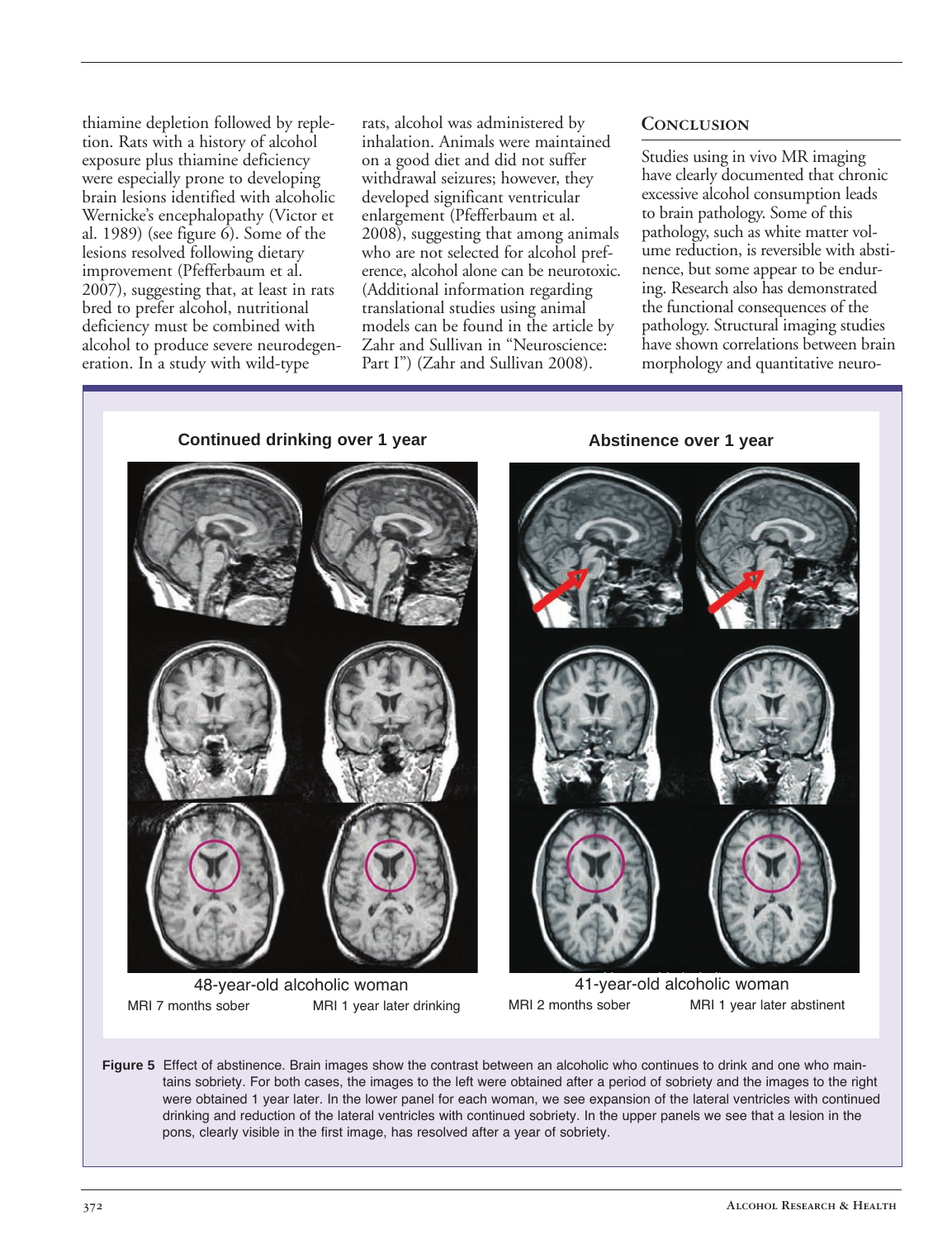thiamine depletion followed by repletion. Rats with a history of alcohol exposure plus thiamine deficiency were especially prone to developing brain lesions identified with alcoholic Wernicke's encephalopathy (Victor et al. 1989) (see figure 6). Some of the lesions resolved following dietary improvement (Pfefferbaum et al. 2007), suggesting that, at least in rats bred to prefer alcohol, nutritional deficiency must be combined with alcohol to produce severe neurodegeneration. In a study with wild-type rats, alcohol was administered by inhalation. Animals were maintained on a good diet and did not suffer withdrawal seizures; however, they developed significant ventricular enlargement (Pfefferbaum et al. 2008), suggesting that among animals who are not selected for alcohol preference, alcohol alone can be neurotoxic. (Additional information regarding translational studies using animal models can be found in the article by Zahr and Sullivan in "Neuroscience: Part I") (Zahr and Sullivan 2008).

## Conclusion

Studies using in vivo MR imaging have clearly documented that chronic excessive alcohol consumption leads to brain pathology. Some of this pathology, such as white matter volume reduction, is reversible with abstinence, but some appear to be enduring. Research also has demonstrated the functional consequences of the pathology. Structural imaging studies have shown correlations between brain morphology and quantitative neuro-

**Figure 5** Effect of abstinence. Brain images show the contrast between an alcoholic who continues to drink and one who maintains sobriety. For both cases, the images to the left were obtained after a period of sobriety and the images to the right were obtained 1 year later. In the lower panel for each woman, we see expansion of the lateral ventricles with continued drinking and reduction of the lateral ventricles with continued sobriety. In the upper panels we see that a lesion in the pons, clearly visible in the first image, has resolved after a year of sobriety.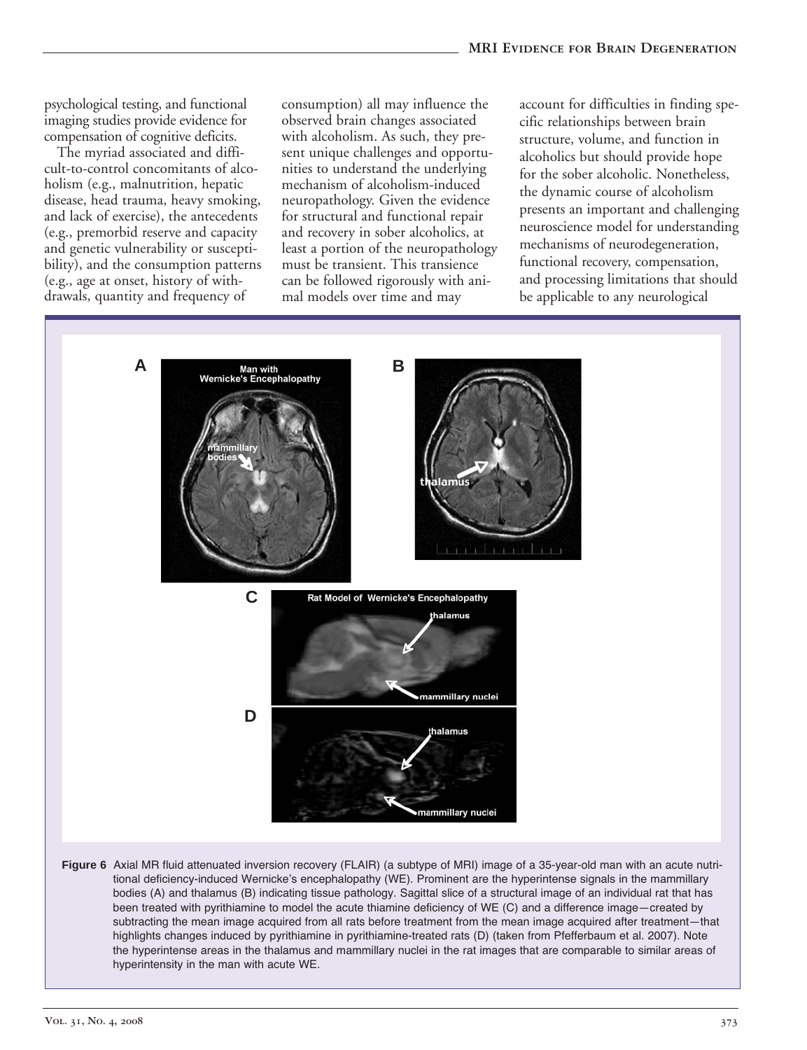psychological testing, and functional imaging studies provide evidence for compensation of cognitive deficits.

The myriad associated and difficult-to-control concomitants of alcoholism (e.g., malnutrition, hepatic disease, head trauma, heavy smoking, and lack of exercise), the antecedents (e.g., premorbid reserve and capacity and genetic vulnerability or susceptibility), and the consumption patterns (e.g., age at onset, history of withdrawals, quantity and frequency of consumption) all may influence the observed brain changes associated with alcoholism. As such, they present unique challenges and opportunities to understand the underlying mechanism of alcoholism-induced neuropathology. Given the evidence for structural and functional repair and recovery in sober alcoholics, at least a portion of the neuropathology must be transient. This transience can be followed rigorously with animal models over time and may account for difficulties in finding specific relationships between brain structure, volume, and function in alcoholics but should provide hope for the sober alcoholic. Nonetheless, the dynamic course of alcoholism presents an important and challenging neuroscience model for understanding mechanisms of neurodegeneration, functional recovery, compensation, and processing limitations that should be applicable to any neurological

**Figure 6** Axial MR fluid attenuated inversion recovery (FLAIR) (a subtype of MRI) image of a 35-year-old man with an acute nutritional deficiency-induced Wernicke's encephalopathy (WE). Prominent are the hyperintense signals in the mammillary bodies (A) and thalamus (B) indicating tissue pathology. Sagittal slice of a structural image of an individual rat that has been treated with pyrithiamine to model the acute thiamine deficiency of WE (C) and a difference image—created by subtracting the mean image acquired from all rats before treatment from the mean image acquired after treatment—that highlights changes induced by pyrithiamine in pyrithiamine-treated rats (D) (taken from Pfefferbaum et al. 2007). Note the hyperintense areas in the thalamus and mammillary nuclei in the rat images that are comparable to similar areas of hyperintensity in the man with acute WE.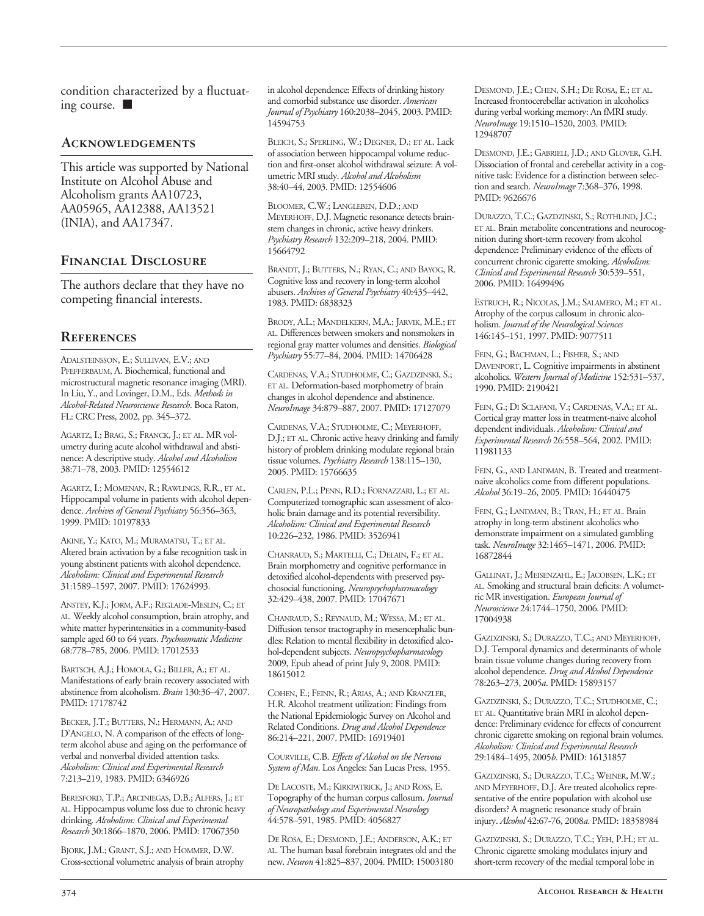condition characterized by a fluctuating course. ■

## Acknowledgements

This article was supported by National Institute on Alcohol Abuse and Alcoholism grants AA10723, AA05965, AA12388, AA13521 (INIA), and AA17347.

## Financial Disclosure

The authors declare that they have no competing financial interests.

## References

Adalsteinsson, E.; Sullivan, E.V.; and Pfefferbaum, A. Biochemical, functional and microstructural magnetic resonance imaging (MRI). In Liu, Y., and Lovinger, D.M., Eds. *Methods in Alcohol-Related Neuroscience Research*. Boca Raton, FL: CRC Press, 2002, pp. 345–372.

Agartz, I.; Brag, S.; Franck, J.; et al. MR volumetry during acute alcohol withdrawal and abstinence: A descriptive study. *Alcohol and Alcoholism* 38:71–78, 2003. PMID: 12554612

Agartz, I.; Momenan, R.; Rawlings, R.R., et al. Hippocampal volume in patients with alcohol dependence. *Archives of General Psychiatry* 56:356–363, 1999. PMID: 10197833

Akine, Y.; Kato, M.; Muramatsu, T.; et al. Altered brain activation by a false recognition task in young abstinent patients with alcohol dependence. *Alcoholism: Clinical and Experimental Research* 31:1589–1597, 2007. PMID: 17624993.

Anstey, K.J.; Jorm, A.F.; Reglade-Meslin, C.; et al. Weekly alcohol consumption, brain atrophy, and white matter hyperintensities in a community-based sample aged 60 to 64 years. *Psychosomatic Medicine* 68:778–785, 2006. PMID: 17012533

Bartsch, A.J.; Homola, G.; Biller, A.; et al. Manifestations of early brain recovery associated with abstinence from alcoholism. *Brain* 130:36–47, 2007. PMID: 17178742

Becker, J.T.; Butters, N.; Hermann, A.; and D'Angelo, N. A comparison of the effects of long-term alcohol abuse and aging on the performance of verbal and nonverbal divided attention tasks. *Alcoholism: Clinical and Experimental Research* 7:213–219, 1983. PMID: 6346926

Beresford, T.P.; Arciniegas, D.B.; Alfers, J.; et al. Hippocampus volume loss due to chronic heavy drinking. *Alcoholism: Clinical and Experimental Research* 30:1866–1870, 2006. PMID: 17067350

Bjork, J.M.; Grant, S.J.; and Hommer, D.W. Cross-sectional volumetric analysis of brain atrophy in alcohol dependence: Effects of drinking history and comorbid substance use disorder. *American Journal of Psychiatry* 160:2038–2045, 2003. PMID: 14594753

Bleich, S.; Sperling, W.; Degner, D.; et al. Lack of association between hippocampal volume reduction and first-onset alcohol withdrawal seizure: A volumetric MRI study. *Alcohol and Alcoholism* 38:40–44, 2003. PMID: 12554606

Bloomer, C.W.; Langleben, D.D.; and Meyerhoff, D.J. Magnetic resonance detects brainstem changes in chronic, active heavy drinkers. *Psychiatry Research* 132:209–218, 2004. PMID: 15664792

Brandt, J.; Butters, N.; Ryan, C.; and Bayog, R. Cognitive loss and recovery in long-term alcohol abusers. *Archives of General Psychiatry* 40:435–442, 1983. PMID: 6838323

Brody, A.L.; Mandelkern, M.A.; Jarvik, M.E.; et al. Differences between smokers and nonsmokers in regional gray matter volumes and densities. *Biological Psychiatry* 55:77–84, 2004. PMID: 14706428

Cardenas, V.A.; Studholme, C.; Gazdzinski, S.; et al. Deformation-based morphometry of brain changes in alcohol dependence and abstinence. *NeuroImage* 34:879–887, 2007. PMID: 17127079

Cardenas, V.A.; Studholme, C.; Meyerhoff, D.J.; et al. Chronic active heavy drinking and family history of problem drinking modulate regional brain tissue volumes. *Psychiatry Research* 138:115–130, 2005. PMID: 15766635

Carlen, P.L.; Penn, R.D.; Fornazzari, L.; et al. Computerized tomographic scan assessment of alcoholic brain damage and its potential reversibility. *Alcoholism: Clinical and Experimental Research* 10:226–232, 1986. PMID: 3526941

Chanraud, S.; Martelli, C.; Delain, F.; et al. Brain morphometry and cognitive performance in detoxified alcohol-dependents with preserved psychosocial functioning. *Neuropsychopharmacology* 32:429–438, 2007. PMID: 17047671

Chanraud, S.; Reynaud, M.; Wessa, M.; et al. Diffusion tensor tractography in mesencephalic bundles: Relation to mental flexibility in detoxified alcohol-dependent subjects. *Neuropsychopharmacology* 2009, Epub ahead of print July 9, 2008. PMID: 18615012

Cohen, E.; Feinn, R.; Arias, A.; and Kranzler, H.R. Alcohol treatment utilization: Findings from the National Epidemiologic Survey on Alcohol and Related Conditions. *Drug and Alcohol Dependence* 86:214–221, 2007. PMID: 16919401

Courville, C.B. *Effects of Alcohol on the Nervous System of Man*. Los Angeles: San Lucas Press, 1955.

De Lacoste, M.; Kirkpatrick, J.; and Ross, E. Topography of the human corpus callosum. *Journal of Neuropathology and Experimental Neurology* 44:578–591, 1985. PMID: 4056827

De Rosa, E.; Desmond, J.E.; Anderson, A.K.; et al. The human basal forebrain integrates old and the new. *Neuron* 41:825–837, 2004. PMID: 15003180

Desmond, J.E.; Chen, S.H.; De Rosa, E.; et al. Increased frontocerebellar activation in alcoholics during verbal working memory: An fMRI study. *NeuroImage* 19:1510–1520, 2003. PMID: 12948707

Desmond, J.E.; Gabrieli, J.D.; and Glover, G.H. Dissociation of frontal and cerebellar activity in a cognitive task: Evidence for a distinction between selection and search. *NeuroImage* 7:368–376, 1998. PMID: 9626676

Durazzo, T.C.; Gazdzinski, S.; Rothlind, J.C.; et al. Brain metabolite concentrations and neurocognition during short-term recovery from alcohol dependence: Preliminary evidence of the effects of concurrent chronic cigarette smoking. *Alcoholism: Clinical and Experimental Research* 30:539–551, 2006. PMID: 16499496

Estruch, R.; Nicolas, J.M.; Salamero, M.; et al. Atrophy of the corpus callosum in chronic alcoholism. *Journal of the Neurological Sciences* 146:145–151, 1997. PMID: 9077511

Fein, G.; Bachman, L.; Fisher, S.; and Davenport, L. Cognitive impairments in abstinent alcoholics. *Western Journal of Medicine* 152:531–537, 1990. PMID: 2190421

Fein, G.; Di Sclafani, V.; Cardenas, V.A.; et al. Cortical gray matter loss in treatment-naive alcohol dependent individuals. *Alcoholism: Clinical and Experimental Research* 26:558–564, 2002. PMID: 11981133

Fein, G., and Landman, B. Treated and treatment-naive alcoholics come from different populations. *Alcohol* 36:19–26, 2005. PMID: 16440475

Fein, G.; Landman, B.; Tran, H.; et al. Brain atrophy in long-term abstinent alcoholics who demonstrate impairment on a simulated gambling task. *NeuroImage* 32:1465–1471, 2006. PMID: 16872844

Gallinat, J.; Meisenzahl, E.; Jacobsen, L.K.; et al. Smoking and structural brain deficits: A volumetric MR investigation. *European Journal of Neuroscience* 24:1744–1750, 2006. PMID: 17004938

Gazdzinski, S.; Durazzo, T.C.; and Meyerhoff, D.J. Temporal dynamics and determinants of whole brain tissue volume changes during recovery from alcohol dependence. *Drug and Alcohol Dependence* 78:263–273, 2005*a*. PMID: 15893157

Gazdzinski, S.; Durazzo, T.C.; Studholme, C.; et al. Quantitative brain MRI in alcohol dependence: Preliminary evidence for effects of concurrent chronic cigarette smoking on regional brain volumes. *Alcoholism: Clinical and Experimental Research* 29:1484–1495, 2005*b*. PMID: 16131857

Gazdzinski, S.; Durazzo, T.C.; Weiner, M.W.; and Meyerhoff, D.J. Are treated alcoholics representative of the entire population with alcohol use disorders? A magnetic resonance study of brain injury. *Alcohol* 42:67-76, 2008*a*. PMID: 18358984

Gazdzinski, S.; Durazzo, T.C.; Yeh, P.H.; et al. Chronic cigarette smoking modulates injury and short-term recovery of the medial temporal lobe in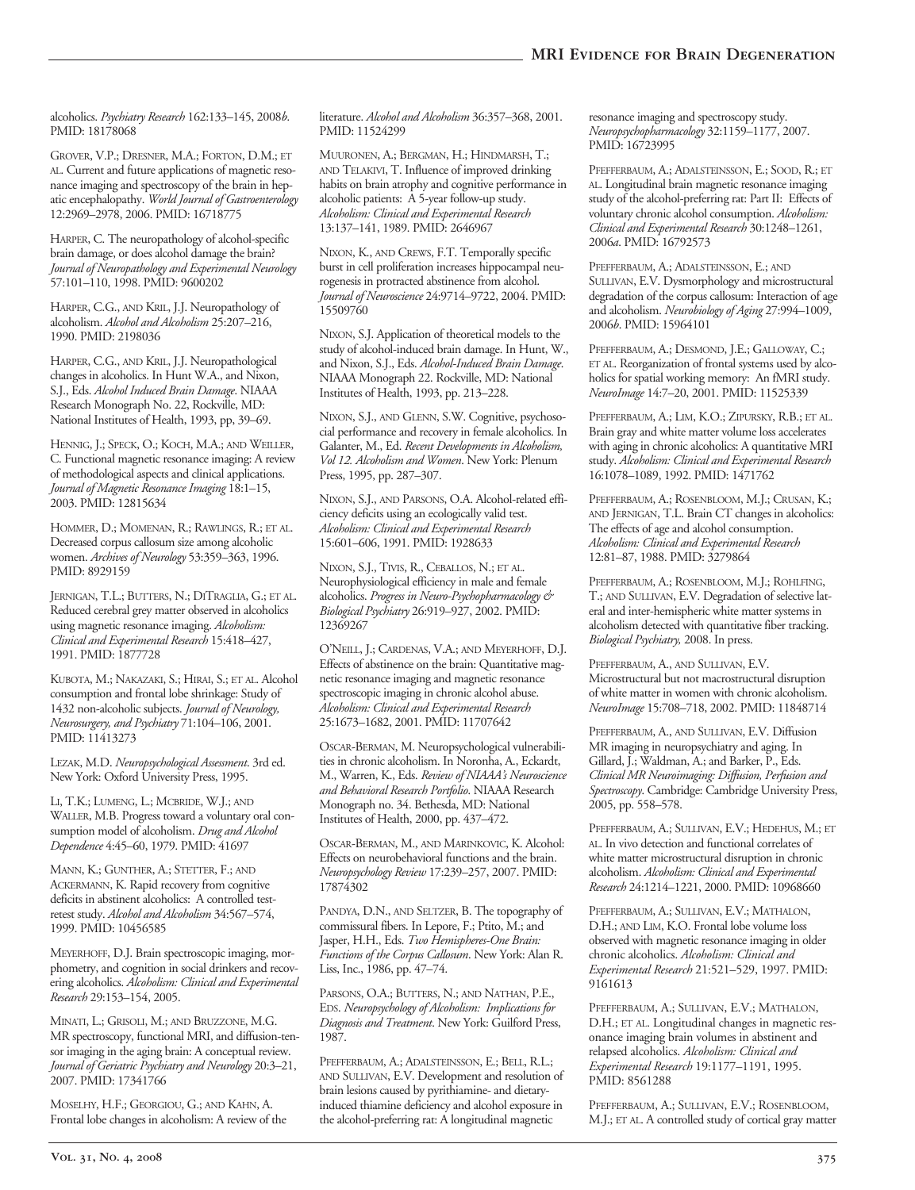alcoholics. *Psychiatry Research* 162:133–145, 2008*b*. PMID: 18178068

Grover, V.P.; Dresner, M.A.; Forton, D.M.; et al. Current and future applications of magnetic resonance imaging and spectroscopy of the brain in hepatic encephalopathy. *World Journal of Gastroenterology* 12:2969–2978, 2006. PMID: 16718775

Harper, C. The neuropathology of alcohol-specific brain damage, or does alcohol damage the brain? *Journal of Neuropathology and Experimental Neurology* 57:101–110, 1998. PMID: 9600202

Harper, C.G., and Kril, J.J. Neuropathology of alcoholism. *Alcohol and Alcoholism* 25:207–216, 1990. PMID: 2198036

Harper, C.G., and Kril, J.J. Neuropathological changes in alcoholics. In Hunt W.A., and Nixon, S.J., Eds. *Alcohol Induced Brain Damage*. NIAAA Research Monograph No. 22, Rockville, MD: National Institutes of Health, 1993, pp, 39–69.

Hennig, J.; Speck, O.; Koch, M.A.; and Weiller, C. Functional magnetic resonance imaging: A review of methodological aspects and clinical applications. *Journal of Magnetic Resonance Imaging* 18:1–15, 2003. PMID: 12815634

Hommer, D.; Momenan, R.; Rawlings, R.; et al. Decreased corpus callosum size among alcoholic women. *Archives of Neurology* 53:359–363, 1996. PMID: 8929159

Jernigan, T.L.; Butters, N.; DiTraglia, G.; et al. Reduced cerebral grey matter observed in alcoholics using magnetic resonance imaging. *Alcoholism: Clinical and Experimental Research* 15:418–427, 1991. PMID: 1877728

Kubota, M.; Nakazaki, S.; Hirai, S.; et al. Alcohol consumption and frontal lobe shrinkage: Study of 1432 non-alcoholic subjects. *Journal of Neurology, Neurosurgery, and Psychiatry* 71:104–106, 2001. PMID: 11413273

Lezak, M.D. *Neuropsychological Assessment*. 3rd ed. New York: Oxford University Press, 1995.

Li, T.K.; Lumeng, L.; McBride, W.J.; and Waller, M.B. Progress toward a voluntary oral consumption model of alcoholism. *Drug and Alcohol Dependence* 4:45–60, 1979. PMID: 41697

Mann, K.; Gunther, A.; Stetter, F.; and Ackermann, K. Rapid recovery from cognitive deficits in abstinent alcoholics: A controlled test-retest study. *Alcohol and Alcoholism* 34:567–574, 1999. PMID: 10456585

Meyerhoff, D.J. Brain spectroscopic imaging, morphometry, and cognition in social drinkers and recovering alcoholics. *Alcoholism: Clinical and Experimental Research* 29:153–154, 2005.

Minati, L.; Grisoli, M.; and Bruzzone, M.G. MR spectroscopy, functional MRI, and diffusion-tensor imaging in the aging brain: A conceptual review. *Journal of Geriatric Psychiatry and Neurology* 20:3–21, 2007. PMID: 17341766

Moselhy, H.F.; Georgiou, G.; and Kahn, A. Frontal lobe changes in alcoholism: A review of the literature. *Alcohol and Alcoholism* 36:357–368, 2001. PMID: 11524299

Muuronen, A.; Bergman, H.; Hindmarsh, T.; and Telakivi, T. Influence of improved drinking habits on brain atrophy and cognitive performance in alcoholic patients: A 5-year follow-up study. *Alcoholism: Clinical and Experimental Research* 13:137–141, 1989. PMID: 2646967

Nixon, K., and Crews, F.T. Temporally specific burst in cell proliferation increases hippocampal neurogenesis in protracted abstinence from alcohol. *Journal of Neuroscience* 24:9714–9722, 2004. PMID: 15509760

Nixon, S.J. Application of theoretical models to the study of alcohol-induced brain damage. In Hunt, W., and Nixon, S.J., Eds. *Alcohol-Induced Brain Damage*. NIAAA Monograph 22. Rockville, MD: National Institutes of Health, 1993, pp. 213–228.

Nixon, S.J., and Glenn, S.W. Cognitive, psychosocial performance and recovery in female alcoholics. In Galanter, M., Ed. *Recent Developments in Alcoholism, Vol 12. Alcoholism and Women*. New York: Plenum Press, 1995, pp. 287–307.

Nixon, S.J., and Parsons, O.A. Alcohol-related efficiency deficits using an ecologically valid test. *Alcoholism: Clinical and Experimental Research* 15:601–606, 1991. PMID: 1928633

Nixon, S.J., Tivis, R., Ceballos, N.; et al. Neurophysiological efficiency in male and female alcoholics. *Progress in Neuro-Psychopharmacology & Biological Psychiatry* 26:919–927, 2002. PMID: 12369267

O'Neill, J.; Cardenas, V.A.; and Meyerhoff, D.J. Effects of abstinence on the brain: Quantitative magnetic resonance imaging and magnetic resonance spectroscopic imaging in chronic alcohol abuse. *Alcoholism: Clinical and Experimental Research* 25:1673–1682, 2001. PMID: 11707642

Oscar-Berman, M. Neuropsychological vulnerabilities in chronic alcoholism. In Noronha, A., Eckardt, M., Warren, K., Eds. *Review of NIAAA's Neuroscience and Behavioral Research Portfolio*. NIAAA Research Monograph no. 34. Bethesda, MD: National Institutes of Health, 2000, pp. 437–472.

Oscar-Berman, M., and Marinkovic, K. Alcohol: Effects on neurobehavioral functions and the brain. *Neuropsychology Review* 17:239–257, 2007. PMID: 17874302

Pandya, D.N., and Seltzer, B. The topography of commissural fibers. In Lepore, F.; Ptito, M.; and Jasper, H.H., Eds. *Two Hemispheres-One Brain: Functions of the Corpus Callosum*. New York: Alan R. Liss, Inc., 1986, pp. 47–74.

Parsons, O.A.; Butters, N.; and Nathan, P.E., Eds. *Neuropsychology of Alcoholism: Implications for Diagnosis and Treatment*. New York: Guilford Press, 1987.

Pfefferbaum, A.; Adalsteinsson, E.; Bell, R.L.; and Sullivan, E.V. Development and resolution of brain lesions caused by pyrithiamine- and dietary-induced thiamine deficiency and alcohol exposure in the alcohol-preferring rat: A longitudinal magnetic resonance imaging and spectroscopy study. *Neuropsychopharmacology* 32:1159–1177, 2007. PMID: 16723995

Pfefferbaum, A.; Adalsteinsson, E.; Sood, R.; et al. Longitudinal brain magnetic resonance imaging study of the alcohol-preferring rat: Part II: Effects of voluntary chronic alcohol consumption. *Alcoholism: Clinical and Experimental Research* 30:1248–1261, 2006*a*. PMID: 16792573

Pfefferbaum, A.; Adalsteinsson, E.; and Sullivan, E.V. Dysmorphology and microstructural degradation of the corpus callosum: Interaction of age and alcoholism. *Neurobiology of Aging* 27:994–1009, 2006*b*. PMID: 15964101

Pfefferbaum, A.; Desmond, J.E.; Galloway, C.; et al. Reorganization of frontal systems used by alcoholics for spatial working memory: An fMRI study. *NeuroImage* 14:7–20, 2001. PMID: 11525339

Pfefferbaum, A.; Lim, K.O.; Zipursky, R.B.; et al. Brain gray and white matter volume loss accelerates with aging in chronic alcoholics: A quantitative MRI study. *Alcoholism: Clinical and Experimental Research* 16:1078–1089, 1992. PMID: 1471762

Pfefferbaum, A.; Rosenbloom, M.J.; Crusan, K.; and Jernigan, T.L. Brain CT changes in alcoholics: The effects of age and alcohol consumption. *Alcoholism: Clinical and Experimental Research* 12:81–87, 1988. PMID: 3279864

Pfefferbaum, A.; Rosenbloom, M.J.; Rohlfing, T.; and Sullivan, E.V. Degradation of selective lateral and inter-hemispheric white matter systems in alcoholism detected with quantitative fiber tracking. *Biological Psychiatry,* 2008. In press.

Pfefferbaum, A., and Sullivan, E.V. Microstructural but not macrostructural disruption of white matter in women with chronic alcoholism. *NeuroImage* 15:708–718, 2002. PMID: 11848714

Pfefferbaum, A., and Sullivan, E.V. Diffusion MR imaging in neuropsychiatry and aging. In Gillard, J.; Waldman, A.; and Barker, P., Eds. *Clinical MR Neuroimaging: Diffusion, Perfusion and Spectroscopy*. Cambridge: Cambridge University Press, 2005, pp. 558–578.

Pfefferbaum, A.; Sullivan, E.V.; Hedehus, M.; et al. In vivo detection and functional correlates of white matter microstructural disruption in chronic alcoholism. *Alcoholism: Clinical and Experimental Research* 24:1214–1221, 2000. PMID: 10968660

Pfefferbaum, A.; Sullivan, E.V.; Mathalon, D.H.; and Lim, K.O. Frontal lobe volume loss observed with magnetic resonance imaging in older chronic alcoholics. *Alcoholism: Clinical and Experimental Research* 21:521–529, 1997. PMID: 9161613

Pfefferbaum, A.; Sullivan, E.V.; Mathalon, D.H.; et al. Longitudinal changes in magnetic resonance imaging brain volumes in abstinent and relapsed alcoholics. *Alcoholism: Clinical and Experimental Research* 19:1177–1191, 1995. PMID: 8561288

Pfefferbaum, A.; Sullivan, E.V.; Rosenbloom, M.J.; et al. A controlled study of cortical gray matter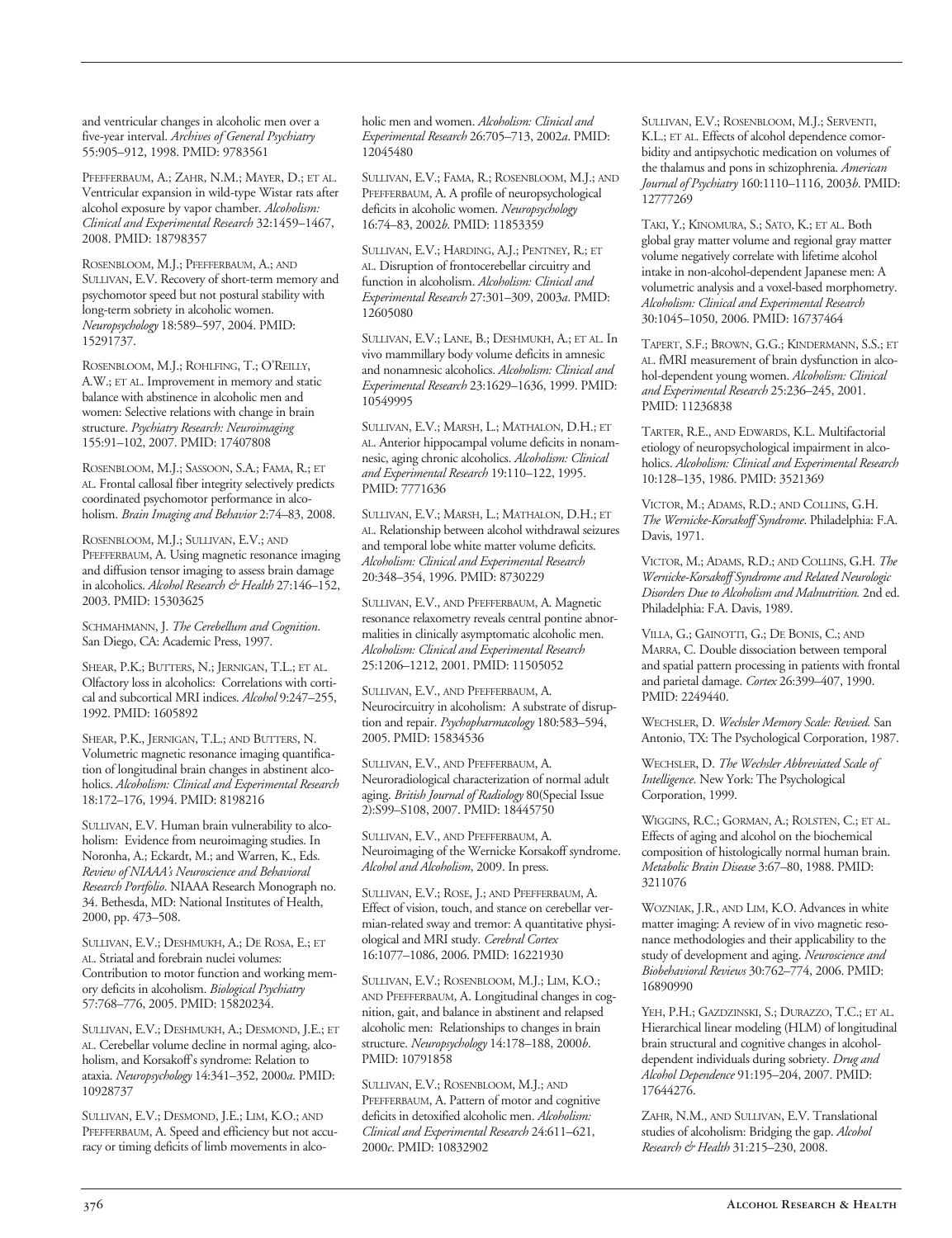and ventricular changes in alcoholic men over a five-year interval. *Archives of General Psychiatry* 55:905–912, 1998. PMID: 9783561

Pfefferbaum, A.; Zahr, N.M.; Mayer, D.; et al. Ventricular expansion in wild-type Wistar rats after alcohol exposure by vapor chamber. *Alcoholism: Clinical and Experimental Research* 32:1459–1467, 2008. PMID: 18798357

Rosenbloom, M.J.; Pfefferbaum, A.; and Sullivan, E.V. Recovery of short-term memory and psychomotor speed but not postural stability with long-term sobriety in alcoholic women. *Neuropsychology* 18:589–597, 2004. PMID: 15291737.

Rosenbloom, M.J.; Rohlfing, T.; O'Reilly, A.W.; et al. Improvement in memory and static balance with abstinence in alcoholic men and women: Selective relations with change in brain structure. *Psychiatry Research: Neuroimaging* 155:91–102, 2007. PMID: 17407808

Rosenbloom, M.J.; Sassoon, S.A.; Fama, R.; et al. Frontal callosal fiber integrity selectively predicts coordinated psychomotor performance in alcoholism. *Brain Imaging and Behavior* 2:74–83, 2008.

Rosenbloom, M.J.; Sullivan, E.V.; and Pfefferbaum, A. Using magnetic resonance imaging and diffusion tensor imaging to assess brain damage in alcoholics. *Alcohol Research & Health* 27:146–152, 2003. PMID: 15303625

Schmahmann, J. *The Cerebellum and Cognition*. San Diego, CA: Academic Press, 1997.

Shear, P.K.; Butters, N.; Jernigan, T.L.; et al. Olfactory loss in alcoholics: Correlations with cortical and subcortical MRI indices. *Alcohol* 9:247–255, 1992. PMID: 1605892

Shear, P.K., Jernigan, T.L.; and Butters, N. Volumetric magnetic resonance imaging quantification of longitudinal brain changes in abstinent alcoholics. *Alcoholism: Clinical and Experimental Research* 18:172–176, 1994. PMID: 8198216

Sullivan, E.V. Human brain vulnerability to alcoholism: Evidence from neuroimaging studies. In Noronha, A.; Eckardt, M.; and Warren, K., Eds. *Review of NIAAA's Neuroscience and Behavioral Research Portfolio*. NIAAA Research Monograph no. 34. Bethesda, MD: National Institutes of Health, 2000, pp. 473–508.

Sullivan, E.V.; Deshmukh, A.; De Rosa, E.; et al. Striatal and forebrain nuclei volumes: Contribution to motor function and working memory deficits in alcoholism. *Biological Psychiatry* 57:768–776, 2005. PMID: 15820234.

Sullivan, E.V.; Deshmukh, A.; Desmond, J.E.; et al. Cerebellar volume decline in normal aging, alcoholism, and Korsakoff's syndrome: Relation to ataxia. *Neuropsychology* 14:341–352, 2000*a*. PMID: 10928737

Sullivan, E.V.; Desmond, J.E.; Lim, K.O.; and Pfefferbaum, A. Speed and efficiency but not accuracy or timing deficits of limb movements in alcoholic men and women. *Alcoholism: Clinical and Experimental Research* 26:705–713, 2002*a*. PMID: 12045480

Sullivan, E.V.; Fama, R.; Rosenbloom, M.J.; and Pfefferbaum, A. A profile of neuropsychological deficits in alcoholic women. *Neuropsychology* 16:74–83, 2002*b*. PMID: 11853359

Sullivan, E.V.; Harding, A.J.; Pentney, R.; et al. Disruption of frontocerebellar circuitry and function in alcoholism. *Alcoholism: Clinical and Experimental Research* 27:301–309, 2003*a*. PMID: 12605080

Sullivan, E.V.; Lane, B.; Deshmukh, A.; et al. In vivo mammillary body volume deficits in amnesic and nonamnesic alcoholics. *Alcoholism: Clinical and Experimental Research* 23:1629–1636, 1999. PMID: 10549995

Sullivan, E.V.; Marsh, L.; Mathalon, D.H.; et al. Anterior hippocampal volume deficits in nonamnesic, aging chronic alcoholics. *Alcoholism: Clinical and Experimental Research* 19:110–122, 1995. PMID: 7771636

Sullivan, E.V.; Marsh, L.; Mathalon, D.H.; et al. Relationship between alcohol withdrawal seizures and temporal lobe white matter volume deficits. *Alcoholism: Clinical and Experimental Research* 20:348–354, 1996. PMID: 8730229

Sullivan, E.V., and Pfefferbaum, A. Magnetic resonance relaxometry reveals central pontine abnormalities in clinically asymptomatic alcoholic men. *Alcoholism: Clinical and Experimental Research* 25:1206–1212, 2001. PMID: 11505052

Sullivan, E.V., and Pfefferbaum, A. Neurocircuitry in alcoholism: A substrate of disruption and repair. *Psychopharmacology* 180:583–594, 2005. PMID: 15834536

Sullivan, E.V., and Pfefferbaum, A. Neuroradiological characterization of normal adult aging. *British Journal of Radiology* 80(Special Issue 2):S99–S108, 2007. PMID: 18445750

Sullivan, E.V., and Pfefferbaum, A. Neuroimaging of the Wernicke Korsakoff syndrome. *Alcohol and Alcoholism*, 2009. In press.

Sullivan, E.V.; Rose, J.; and Pfefferbaum, A. Effect of vision, touch, and stance on cerebellar vermian-related sway and tremor: A quantitative physiological and MRI study. *Cerebral Cortex* 16:1077–1086, 2006. PMID: 16221930

Sullivan, E.V.; Rosenbloom, M.J.; Lim, K.O.; and Pfefferbaum, A. Longitudinal changes in cognition, gait, and balance in abstinent and relapsed alcoholic men: Relationships to changes in brain structure. *Neuropsychology* 14:178–188, 2000*b*. PMID: 10791858

Sullivan, E.V.; Rosenbloom, M.J.; and Pfefferbaum, A. Pattern of motor and cognitive deficits in detoxified alcoholic men. *Alcoholism: Clinical and Experimental Research* 24:611–621, 2000*c*. PMID: 10832902

Sullivan, E.V.; Rosenbloom, M.J.; Serventi, K.L.; et al. Effects of alcohol dependence comorbidity and antipsychotic medication on volumes of the thalamus and pons in schizophrenia. *American Journal of Psychiatry* 160:1110–1116, 2003*b*. PMID: 12777269

Taki, Y.; Kinomura, S.; Sato, K.; et al. Both global gray matter volume and regional gray matter volume negatively correlate with lifetime alcohol intake in non-alcohol-dependent Japanese men: A volumetric analysis and a voxel-based morphometry. *Alcoholism: Clinical and Experimental Research* 30:1045–1050, 2006. PMID: 16737464

Tapert, S.F.; Brown, G.G.; Kindermann, S.S.; et al. fMRI measurement of brain dysfunction in alcohol-dependent young women. *Alcoholism: Clinical and Experimental Research* 25:236–245, 2001. PMID: 11236838

Tarter, R.E., and Edwards, K.L. Multifactorial etiology of neuropsychological impairment in alcoholics. *Alcoholism: Clinical and Experimental Research* 10:128–135, 1986. PMID: 3521369

Victor, M.; Adams, R.D.; and Collins, G.H. *The Wernicke-Korsakoff Syndrome*. Philadelphia: F.A. Davis, 1971.

Victor, M.; Adams, R.D.; and Collins, G.H. *The Wernicke-Korsakoff Syndrome and Related Neurologic Disorders Due to Alcoholism and Malnutrition.* 2nd ed. Philadelphia: F.A. Davis, 1989.

Villa, G.; Gainotti, G.; De Bonis, C.; and Marra, C. Double dissociation between temporal and spatial pattern processing in patients with frontal and parietal damage. *Cortex* 26:399–407, 1990. PMID: 2249440.

Wechsler, D. *Wechsler Memory Scale: Revised.* San Antonio, TX: The Psychological Corporation, 1987.

Wechsler, D. *The Wechsler Abbreviated Scale of Intelligence*. New York: The Psychological Corporation, 1999.

Wiggins, R.C.; Gorman, A.; Rolsten, C.; et al. Effects of aging and alcohol on the biochemical composition of histologically normal human brain. *Metabolic Brain Disease* 3:67–80, 1988. PMID: 3211076

Wozniak, J.R., and Lim, K.O. Advances in white matter imaging: A review of in vivo magnetic resonance methodologies and their applicability to the study of development and aging. *Neuroscience and Biobehavioral Reviews* 30:762–774, 2006. PMID: 16890990

Yeh, P.H.; Gazdzinski, S.; Durazzo, T.C.; et al. Hierarchical linear modeling (HLM) of longitudinal brain structural and cognitive changes in alcohol-dependent individuals during sobriety. *Drug and Alcohol Dependence* 91:195–204, 2007. PMID: 17644276.

Zahr, N.M., and Sullivan, E.V. Translational studies of alcoholism: Bridging the gap. *Alcohol Research & Health* 31:215–230, 2008.